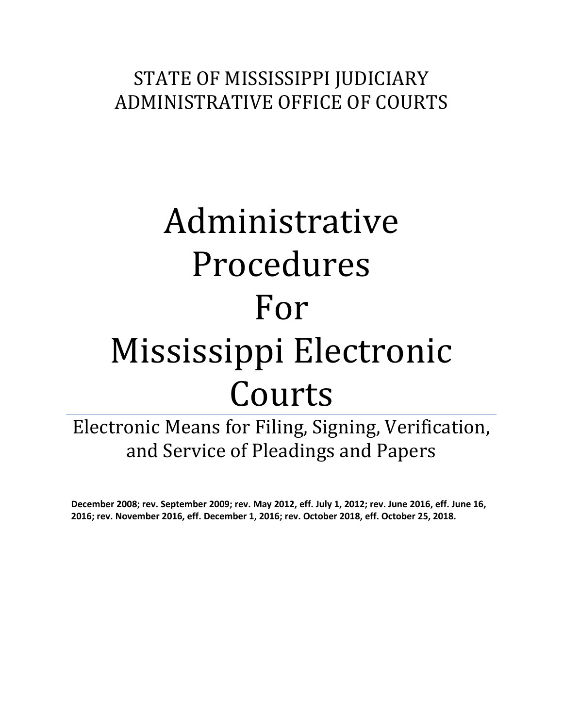STATE OF MISSISSIPPI JUDICIARY
ADMINISTRATIVE OFFICE OF COURTS

# Administrative Procedures For Mississippi Electronic Courts

## Electronic Means for Filing, Signing, Verification, and Service of Pleadings and Papers

**December 2008; rev. September 2009; rev. May 2012, eff. July 1, 2012; rev. June 2016, eff. June 16, 2016; rev. November 2016, eff. December 1, 2016; rev. October 2018, eff. October 25, 2018.**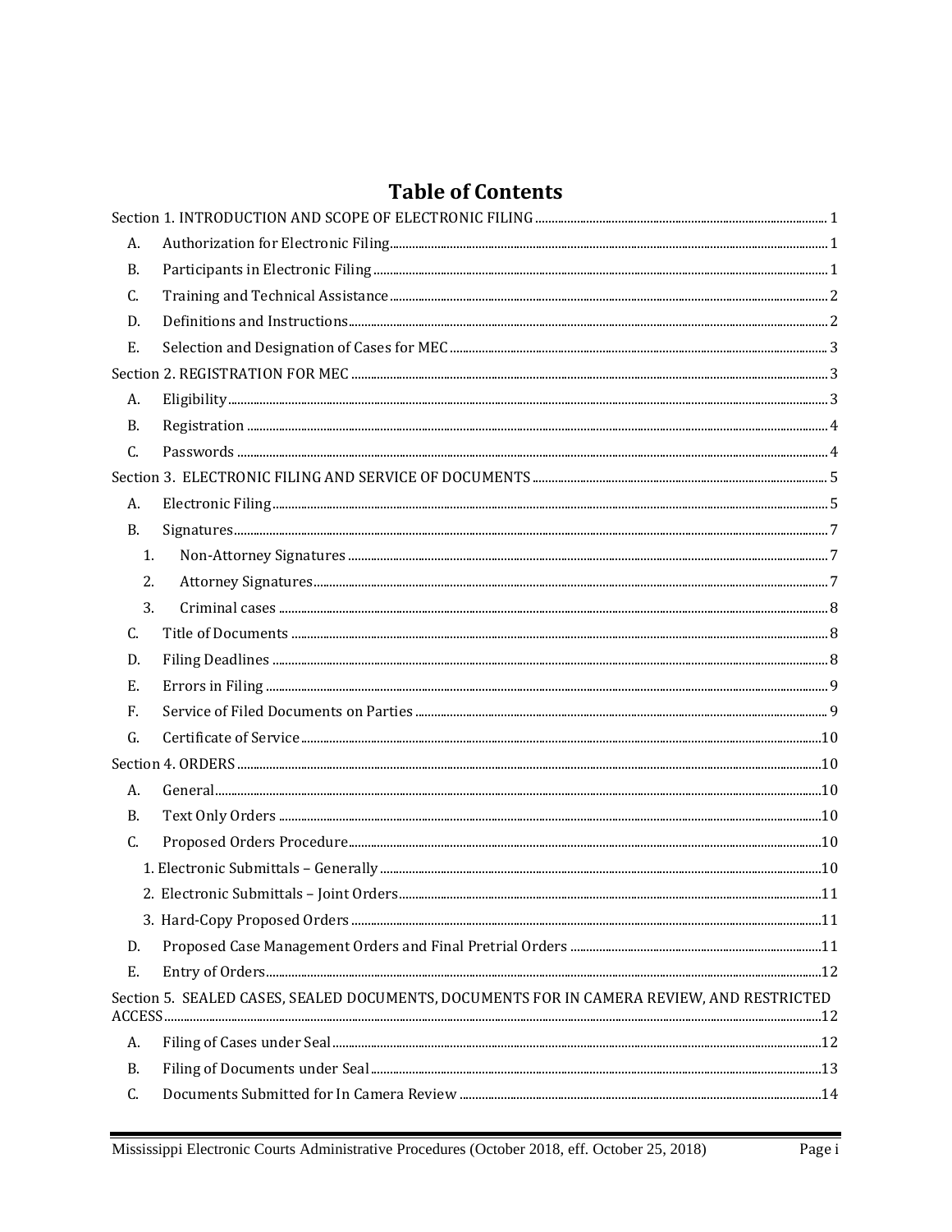# Table of Contents

Section 1. INTRODUCTION AND SCOPE OF ELECTRONIC FILING ..... 1

- A. Authorization for Electronic Filing ..... 1
- B. Participants in Electronic Filing ..... 1
- C. Training and Technical Assistance ..... 2
- D. Definitions and Instructions ..... 2
- E. Selection and Designation of Cases for MEC ..... 3

Section 2. REGISTRATION FOR MEC ..... 3

- A. Eligibility ..... 3
- B. Registration ..... 4
- C. Passwords ..... 4

Section 3. ELECTRONIC FILING AND SERVICE OF DOCUMENTS ..... 5

- A. Electronic Filing ..... 5
- B. Signatures ..... 7
  - 1. Non-Attorney Signatures ..... 7
  - 2. Attorney Signatures ..... 7
  - 3. Criminal cases ..... 8
- C. Title of Documents ..... 8
- D. Filing Deadlines ..... 8
- E. Errors in Filing ..... 9
- F. Service of Filed Documents on Parties ..... 9
- G. Certificate of Service ..... 10

Section 4. ORDERS ..... 10

- A. General ..... 10
- B. Text Only Orders ..... 10
- C. Proposed Orders Procedure ..... 10
  - 1. Electronic Submittals – Generally ..... 10
  - 2. Electronic Submittals – Joint Orders ..... 11
  - 3. Hard-Copy Proposed Orders ..... 11
- D. Proposed Case Management Orders and Final Pretrial Orders ..... 11
- E. Entry of Orders ..... 12

Section 5. SEALED CASES, SEALED DOCUMENTS, DOCUMENTS FOR IN CAMERA REVIEW, AND RESTRICTED ACCESS ..... 12

- A. Filing of Cases under Seal ..... 12
- B. Filing of Documents under Seal ..... 13
- C. Documents Submitted for In Camera Review ..... 14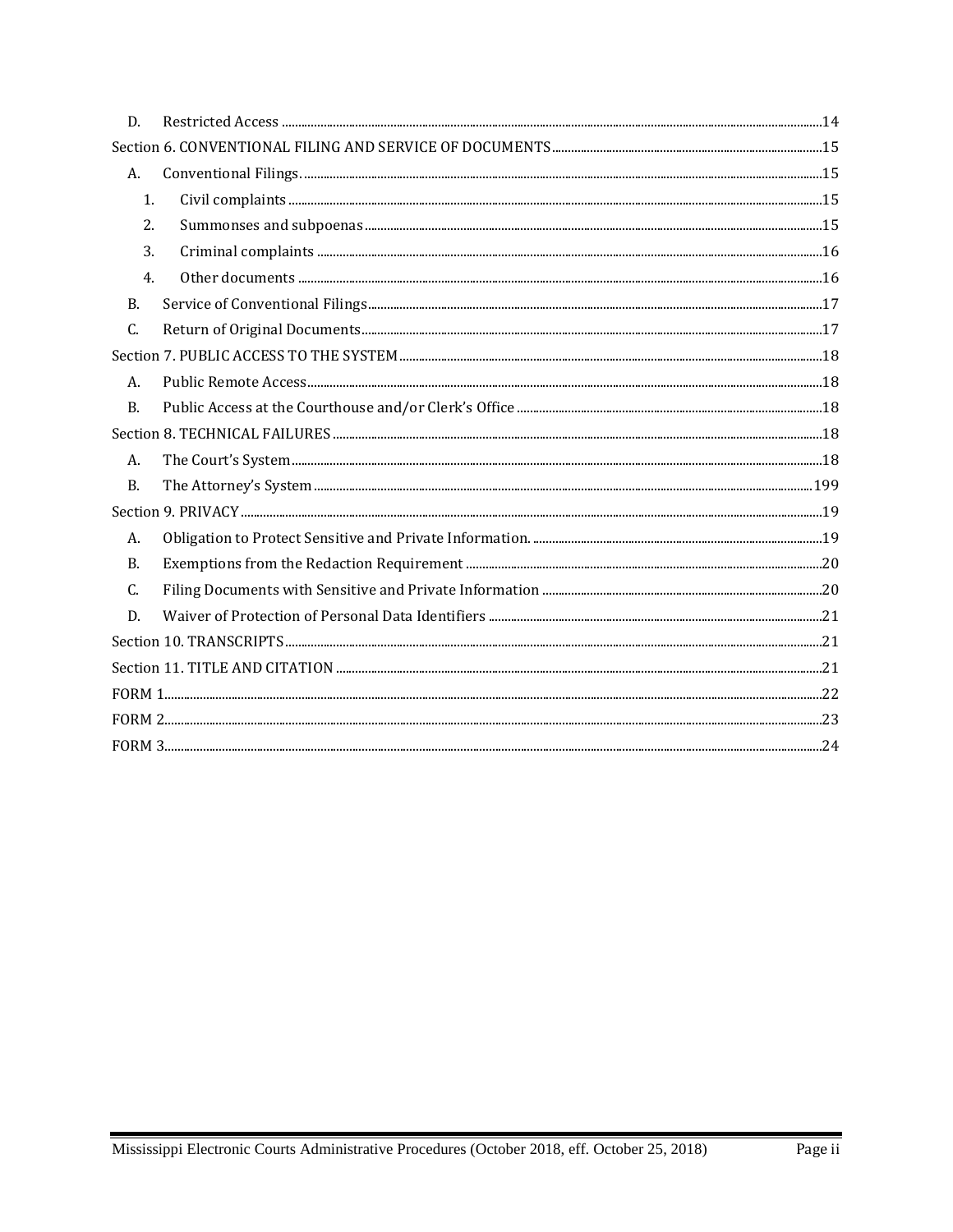- D. Restricted Access ....................................................................................14
- Section 6. CONVENTIONAL FILING AND SERVICE OF DOCUMENTS ....................................15
  - A. Conventional Filings. ....................................................................................15
    - 1. Civil complaints ....................................................................................15
    - 2. Summonses and subpoenas ....................................................................................15
    - 3. Criminal complaints ....................................................................................16
    - 4. Other documents ....................................................................................16
  - B. Service of Conventional Filings ....................................................................................17
  - C. Return of Original Documents ....................................................................................17
- Section 7. PUBLIC ACCESS TO THE SYSTEM ....................................................................................18
  - A. Public Remote Access ....................................................................................18
  - B. Public Access at the Courthouse and/or Clerk's Office ....................................................................................18
- Section 8. TECHNICAL FAILURES ....................................................................................18
  - A. The Court's System ....................................................................................18
  - B. The Attorney's System ....................................................................................199
- Section 9. PRIVACY ....................................................................................19
  - A. Obligation to Protect Sensitive and Private Information. ....................................................................................19
  - B. Exemptions from the Redaction Requirement ....................................................................................20
  - C. Filing Documents with Sensitive and Private Information ....................................................................................20
  - D. Waiver of Protection of Personal Data Identifiers ....................................................................................21
- Section 10. TRANSCRIPTS ....................................................................................21
- Section 11. TITLE AND CITATION ....................................................................................21
- FORM 1 ....................................................................................22
- FORM 2 ....................................................................................23
- FORM 3 ....................................................................................24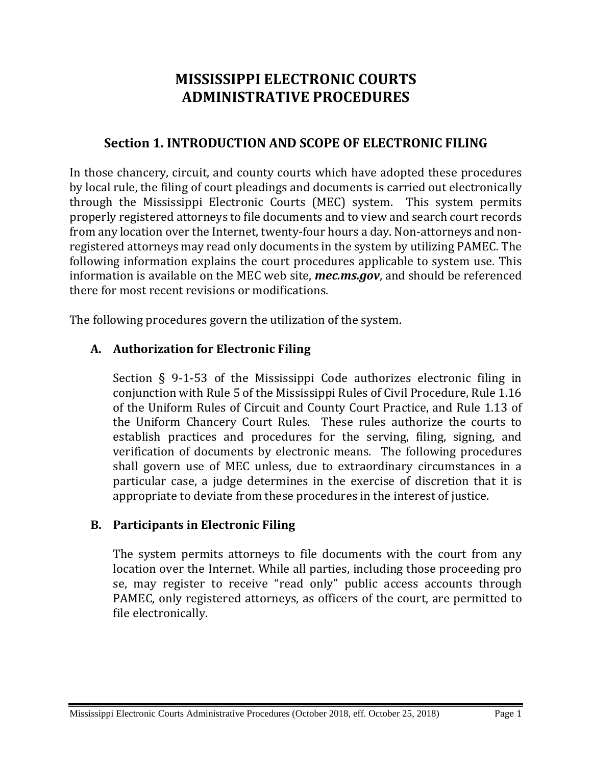# MISSISSIPPI ELECTRONIC COURTS ADMINISTRATIVE PROCEDURES

## Section 1. INTRODUCTION AND SCOPE OF ELECTRONIC FILING

In those chancery, circuit, and county courts which have adopted these procedures by local rule, the filing of court pleadings and documents is carried out electronically through the Mississippi Electronic Courts (MEC) system. This system permits properly registered attorneys to file documents and to view and search court records from any location over the Internet, twenty-four hours a day. Non-attorneys and non-registered attorneys may read only documents in the system by utilizing PAMEC. The following information explains the court procedures applicable to system use. This information is available on the MEC web site, ***mec.ms.gov***, and should be referenced there for most recent revisions or modifications.

The following procedures govern the utilization of the system.

### A. Authorization for Electronic Filing

Section § 9-1-53 of the Mississippi Code authorizes electronic filing in conjunction with Rule 5 of the Mississippi Rules of Civil Procedure, Rule 1.16 of the Uniform Rules of Circuit and County Court Practice, and Rule 1.13 of the Uniform Chancery Court Rules. These rules authorize the courts to establish practices and procedures for the serving, filing, signing, and verification of documents by electronic means. The following procedures shall govern use of MEC unless, due to extraordinary circumstances in a particular case, a judge determines in the exercise of discretion that it is appropriate to deviate from these procedures in the interest of justice.

### B. Participants in Electronic Filing

The system permits attorneys to file documents with the court from any location over the Internet. While all parties, including those proceeding pro se, may register to receive "read only" public access accounts through PAMEC, only registered attorneys, as officers of the court, are permitted to file electronically.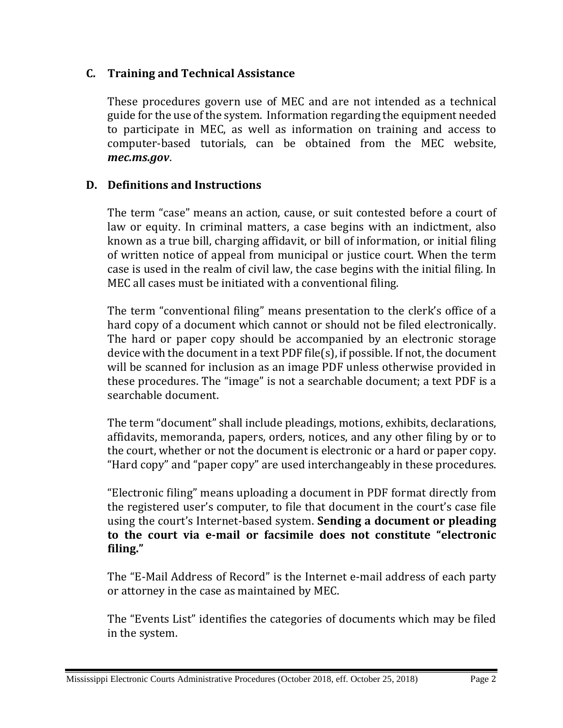## C. Training and Technical Assistance

These procedures govern use of MEC and are not intended as a technical guide for the use of the system. Information regarding the equipment needed to participate in MEC, as well as information on training and access to computer-based tutorials, can be obtained from the MEC website, ***mec.ms.gov***.

## D. Definitions and Instructions

The term "case" means an action, cause, or suit contested before a court of law or equity. In criminal matters, a case begins with an indictment, also known as a true bill, charging affidavit, or bill of information, or initial filing of written notice of appeal from municipal or justice court. When the term case is used in the realm of civil law, the case begins with the initial filing. In MEC all cases must be initiated with a conventional filing.

The term "conventional filing" means presentation to the clerk's office of a hard copy of a document which cannot or should not be filed electronically. The hard or paper copy should be accompanied by an electronic storage device with the document in a text PDF file(s), if possible. If not, the document will be scanned for inclusion as an image PDF unless otherwise provided in these procedures. The "image" is not a searchable document; a text PDF is a searchable document.

The term "document" shall include pleadings, motions, exhibits, declarations, affidavits, memoranda, papers, orders, notices, and any other filing by or to the court, whether or not the document is electronic or a hard or paper copy. "Hard copy" and "paper copy" are used interchangeably in these procedures.

"Electronic filing" means uploading a document in PDF format directly from the registered user's computer, to file that document in the court's case file using the court's Internet-based system. **Sending a document or pleading to the court via e-mail or facsimile does not constitute "electronic filing."**

The "E-Mail Address of Record" is the Internet e-mail address of each party or attorney in the case as maintained by MEC.

The "Events List" identifies the categories of documents which may be filed in the system.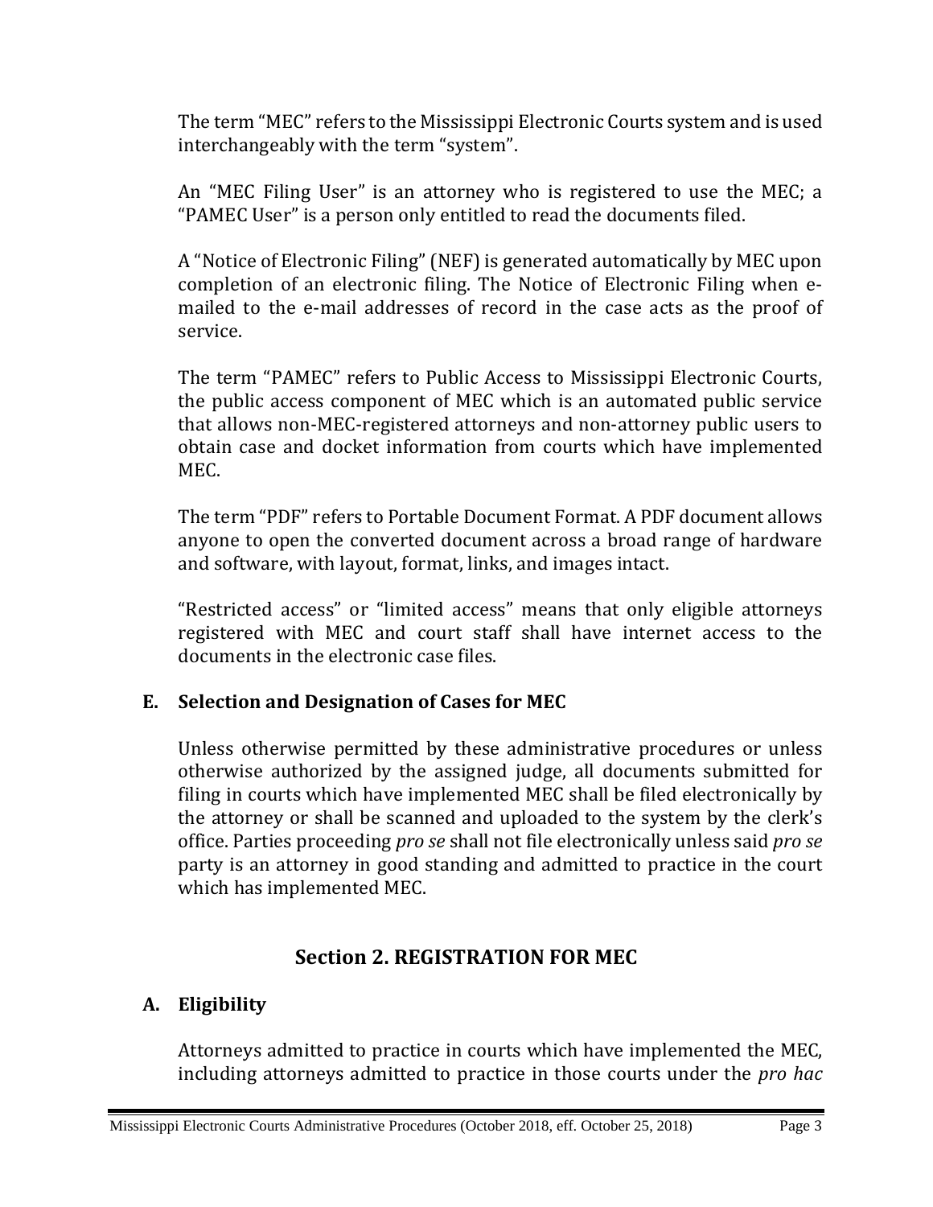The term "MEC" refers to the Mississippi Electronic Courts system and is used interchangeably with the term "system".

An "MEC Filing User" is an attorney who is registered to use the MEC; a "PAMEC User" is a person only entitled to read the documents filed.

A "Notice of Electronic Filing" (NEF) is generated automatically by MEC upon completion of an electronic filing. The Notice of Electronic Filing when e-mailed to the e-mail addresses of record in the case acts as the proof of service.

The term "PAMEC" refers to Public Access to Mississippi Electronic Courts, the public access component of MEC which is an automated public service that allows non-MEC-registered attorneys and non-attorney public users to obtain case and docket information from courts which have implemented MEC.

The term "PDF" refers to Portable Document Format. A PDF document allows anyone to open the converted document across a broad range of hardware and software, with layout, format, links, and images intact.

"Restricted access" or "limited access" means that only eligible attorneys registered with MEC and court staff shall have internet access to the documents in the electronic case files.

### E. Selection and Designation of Cases for MEC

Unless otherwise permitted by these administrative procedures or unless otherwise authorized by the assigned judge, all documents submitted for filing in courts which have implemented MEC shall be filed electronically by the attorney or shall be scanned and uploaded to the system by the clerk's office. Parties proceeding *pro se* shall not file electronically unless said *pro se* party is an attorney in good standing and admitted to practice in the court which has implemented MEC.

## Section 2. REGISTRATION FOR MEC

### A. Eligibility

Attorneys admitted to practice in courts which have implemented the MEC, including attorneys admitted to practice in those courts under the *pro hac*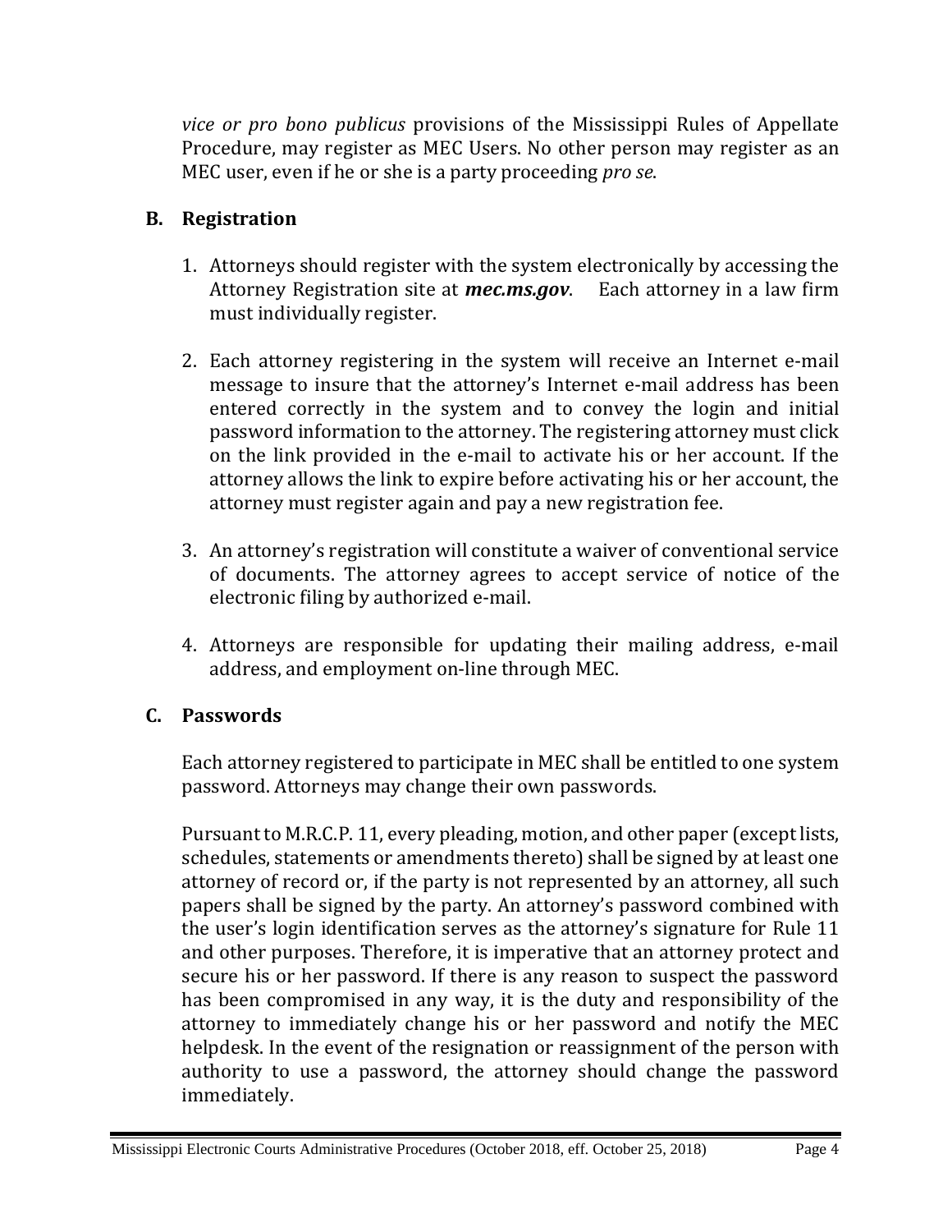*vice or pro bono publicus* provisions of the Mississippi Rules of Appellate Procedure, may register as MEC Users. No other person may register as an MEC user, even if he or she is a party proceeding *pro se*.

## B. Registration

1. Attorneys should register with the system electronically by accessing the Attorney Registration site at ***mec.ms.gov***. Each attorney in a law firm must individually register.

2. Each attorney registering in the system will receive an Internet e-mail message to insure that the attorney's Internet e-mail address has been entered correctly in the system and to convey the login and initial password information to the attorney. The registering attorney must click on the link provided in the e-mail to activate his or her account. If the attorney allows the link to expire before activating his or her account, the attorney must register again and pay a new registration fee.

3. An attorney's registration will constitute a waiver of conventional service of documents. The attorney agrees to accept service of notice of the electronic filing by authorized e-mail.

4. Attorneys are responsible for updating their mailing address, e-mail address, and employment on-line through MEC.

## C. Passwords

Each attorney registered to participate in MEC shall be entitled to one system password. Attorneys may change their own passwords.

Pursuant to M.R.C.P. 11, every pleading, motion, and other paper (except lists, schedules, statements or amendments thereto) shall be signed by at least one attorney of record or, if the party is not represented by an attorney, all such papers shall be signed by the party. An attorney's password combined with the user's login identification serves as the attorney's signature for Rule 11 and other purposes. Therefore, it is imperative that an attorney protect and secure his or her password. If there is any reason to suspect the password has been compromised in any way, it is the duty and responsibility of the attorney to immediately change his or her password and notify the MEC helpdesk. In the event of the resignation or reassignment of the person with authority to use a password, the attorney should change the password immediately.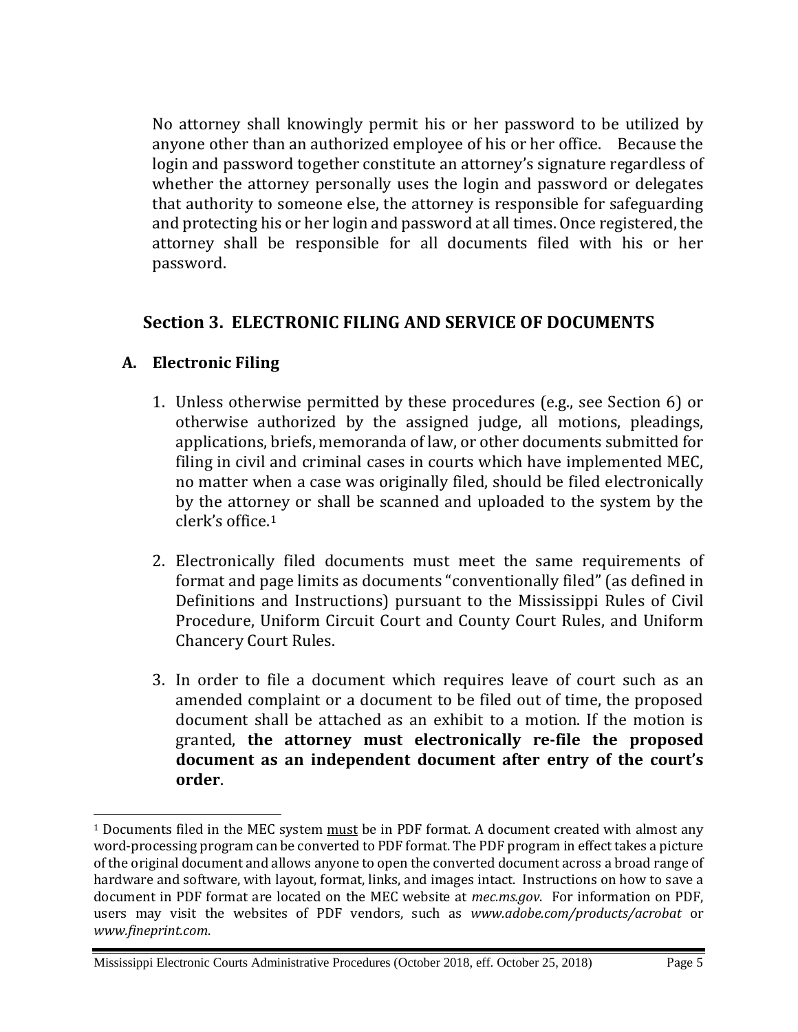No attorney shall knowingly permit his or her password to be utilized by anyone other than an authorized employee of his or her office. Because the login and password together constitute an attorney's signature regardless of whether the attorney personally uses the login and password or delegates that authority to someone else, the attorney is responsible for safeguarding and protecting his or her login and password at all times. Once registered, the attorney shall be responsible for all documents filed with his or her password.

## Section 3. ELECTRONIC FILING AND SERVICE OF DOCUMENTS

### A. Electronic Filing

1. Unless otherwise permitted by these procedures (e.g., see Section 6) or otherwise authorized by the assigned judge, all motions, pleadings, applications, briefs, memoranda of law, or other documents submitted for filing in civil and criminal cases in courts which have implemented MEC, no matter when a case was originally filed, should be filed electronically by the attorney or shall be scanned and uploaded to the system by the clerk's office.[1]

2. Electronically filed documents must meet the same requirements of format and page limits as documents "conventionally filed" (as defined in Definitions and Instructions) pursuant to the Mississippi Rules of Civil Procedure, Uniform Circuit Court and County Court Rules, and Uniform Chancery Court Rules.

3. In order to file a document which requires leave of court such as an amended complaint or a document to be filed out of time, the proposed document shall be attached as an exhibit to a motion. If the motion is granted, **the attorney must electronically re-file the proposed document as an independent document after entry of the court's order**.

---

[1] Documents filed in the MEC system must be in PDF format. A document created with almost any word-processing program can be converted to PDF format. The PDF program in effect takes a picture of the original document and allows anyone to open the converted document across a broad range of hardware and software, with layout, format, links, and images intact. Instructions on how to save a document in PDF format are located on the MEC website at *mec.ms.gov*. For information on PDF, users may visit the websites of PDF vendors, such as *www.adobe.com/products/acrobat* or *www.fineprint.com*.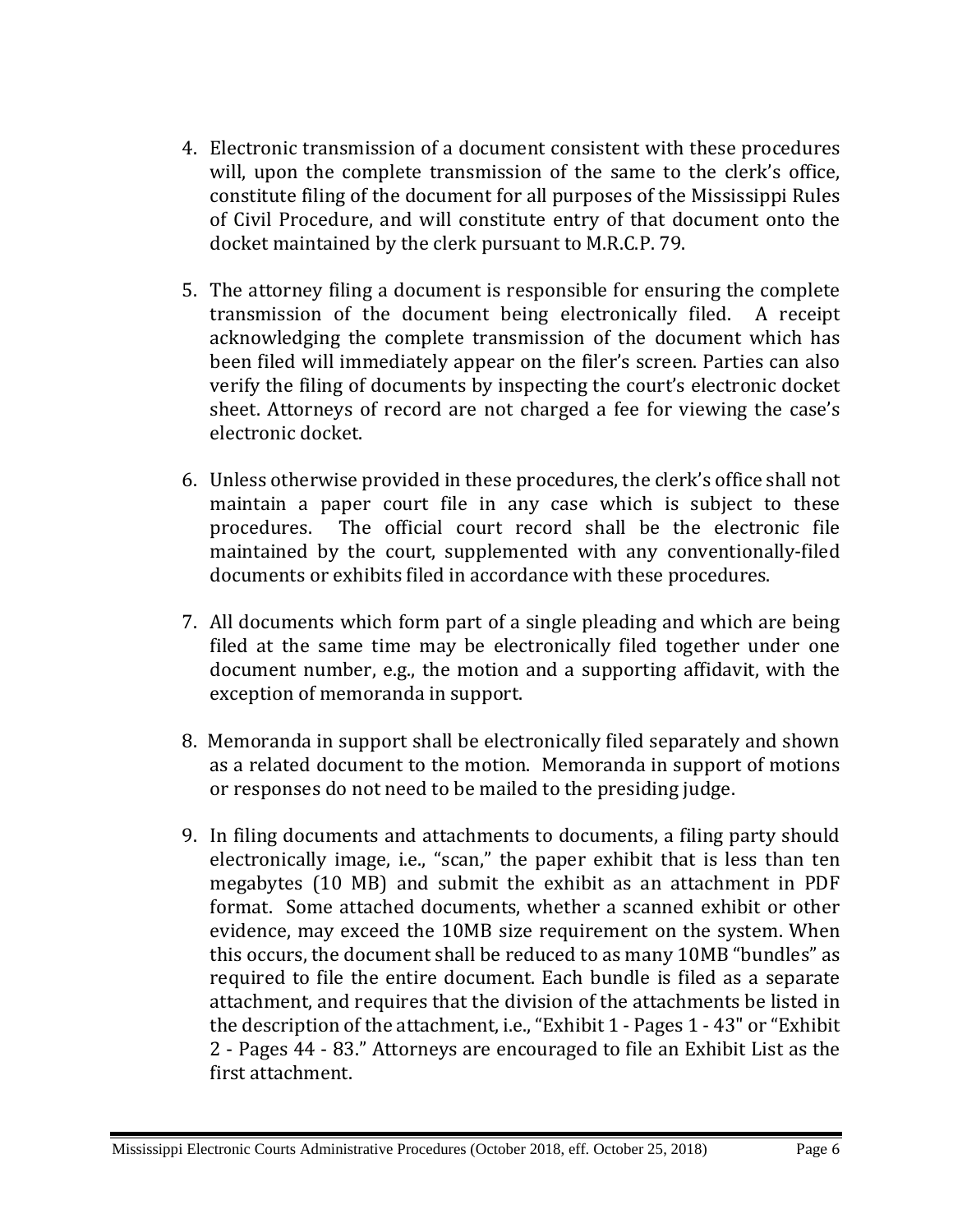4. Electronic transmission of a document consistent with these procedures will, upon the complete transmission of the same to the clerk's office, constitute filing of the document for all purposes of the Mississippi Rules of Civil Procedure, and will constitute entry of that document onto the docket maintained by the clerk pursuant to M.R.C.P. 79.

5. The attorney filing a document is responsible for ensuring the complete transmission of the document being electronically filed. A receipt acknowledging the complete transmission of the document which has been filed will immediately appear on the filer's screen. Parties can also verify the filing of documents by inspecting the court's electronic docket sheet. Attorneys of record are not charged a fee for viewing the case's electronic docket.

6. Unless otherwise provided in these procedures, the clerk's office shall not maintain a paper court file in any case which is subject to these procedures. The official court record shall be the electronic file maintained by the court, supplemented with any conventionally-filed documents or exhibits filed in accordance with these procedures.

7. All documents which form part of a single pleading and which are being filed at the same time may be electronically filed together under one document number, e.g., the motion and a supporting affidavit, with the exception of memoranda in support.

8. Memoranda in support shall be electronically filed separately and shown as a related document to the motion. Memoranda in support of motions or responses do not need to be mailed to the presiding judge.

9. In filing documents and attachments to documents, a filing party should electronically image, i.e., "scan," the paper exhibit that is less than ten megabytes (10 MB) and submit the exhibit as an attachment in PDF format. Some attached documents, whether a scanned exhibit or other evidence, may exceed the 10MB size requirement on the system. When this occurs, the document shall be reduced to as many 10MB "bundles" as required to file the entire document. Each bundle is filed as a separate attachment, and requires that the division of the attachments be listed in the description of the attachment, i.e., "Exhibit 1 - Pages 1 - 43" or "Exhibit 2 - Pages 44 - 83." Attorneys are encouraged to file an Exhibit List as the first attachment.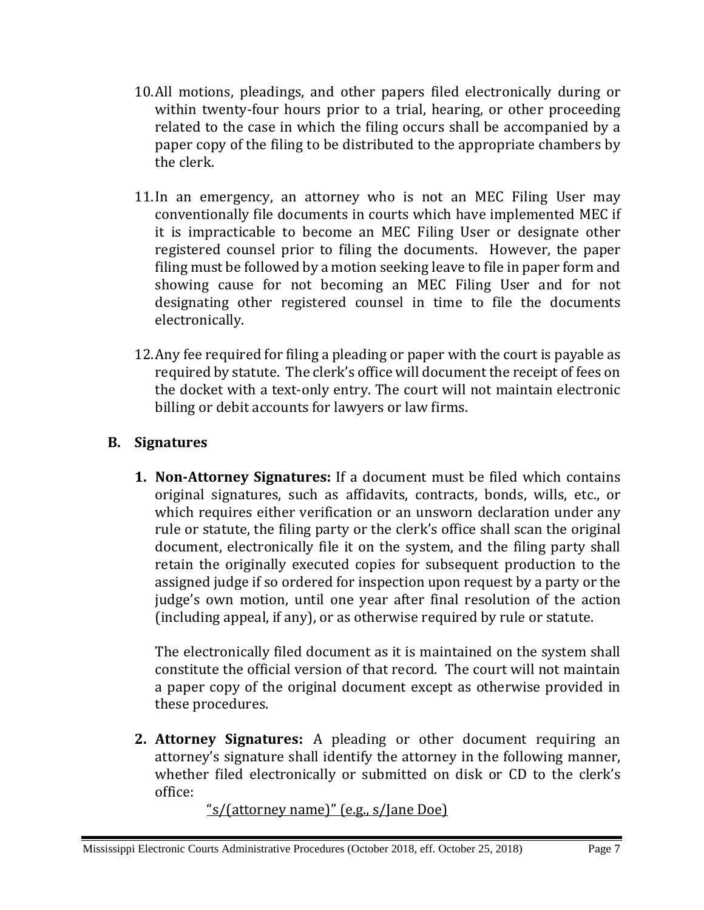10. All motions, pleadings, and other papers filed electronically during or within twenty-four hours prior to a trial, hearing, or other proceeding related to the case in which the filing occurs shall be accompanied by a paper copy of the filing to be distributed to the appropriate chambers by the clerk.

11. In an emergency, an attorney who is not an MEC Filing User may conventionally file documents in courts which have implemented MEC if it is impracticable to become an MEC Filing User or designate other registered counsel prior to filing the documents. However, the paper filing must be followed by a motion seeking leave to file in paper form and showing cause for not becoming an MEC Filing User and for not designating other registered counsel in time to file the documents electronically.

12. Any fee required for filing a pleading or paper with the court is payable as required by statute. The clerk's office will document the receipt of fees on the docket with a text-only entry. The court will not maintain electronic billing or debit accounts for lawyers or law firms.

## B. Signatures

1. **Non-Attorney Signatures:** If a document must be filed which contains original signatures, such as affidavits, contracts, bonds, wills, etc., or which requires either verification or an unsworn declaration under any rule or statute, the filing party or the clerk's office shall scan the original document, electronically file it on the system, and the filing party shall retain the originally executed copies for subsequent production to the assigned judge if so ordered for inspection upon request by a party or the judge's own motion, until one year after final resolution of the action (including appeal, if any), or as otherwise required by rule or statute.

   The electronically filed document as it is maintained on the system shall constitute the official version of that record. The court will not maintain a paper copy of the original document except as otherwise provided in these procedures.

2. **Attorney Signatures:** A pleading or other document requiring an attorney's signature shall identify the attorney in the following manner, whether filed electronically or submitted on disk or CD to the clerk's office:

   <u>"s/(attorney name)" (e.g., s/Jane Doe)</u>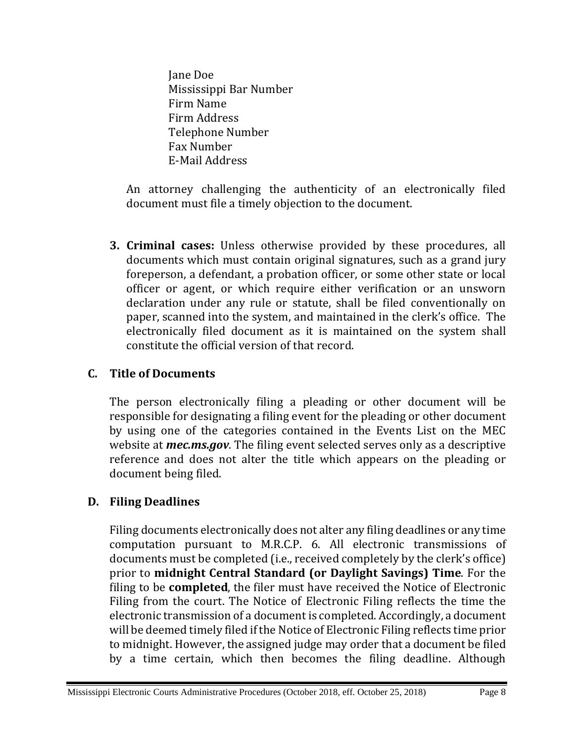Jane Doe
Mississippi Bar Number
Firm Name
Firm Address
Telephone Number
Fax Number
E-Mail Address

An attorney challenging the authenticity of an electronically filed document must file a timely objection to the document.

3. **Criminal cases:** Unless otherwise provided by these procedures, all documents which must contain original signatures, such as a grand jury foreperson, a defendant, a probation officer, or some other state or local officer or agent, or which require either verification or an unsworn declaration under any rule or statute, shall be filed conventionally on paper, scanned into the system, and maintained in the clerk's office. The electronically filed document as it is maintained on the system shall constitute the official version of that record.

### C. Title of Documents

The person electronically filing a pleading or other document will be responsible for designating a filing event for the pleading or other document by using one of the categories contained in the Events List on the MEC website at ***mec.ms.gov***. The filing event selected serves only as a descriptive reference and does not alter the title which appears on the pleading or document being filed.

### D. Filing Deadlines

Filing documents electronically does not alter any filing deadlines or any time computation pursuant to M.R.C.P. 6. All electronic transmissions of documents must be completed (i.e., received completely by the clerk's office) prior to **midnight Central Standard (or Daylight Savings) Time**. For the filing to be **completed**, the filer must have received the Notice of Electronic Filing from the court. The Notice of Electronic Filing reflects the time the electronic transmission of a document is completed. Accordingly, a document will be deemed timely filed if the Notice of Electronic Filing reflects time prior to midnight. However, the assigned judge may order that a document be filed by a time certain, which then becomes the filing deadline. Although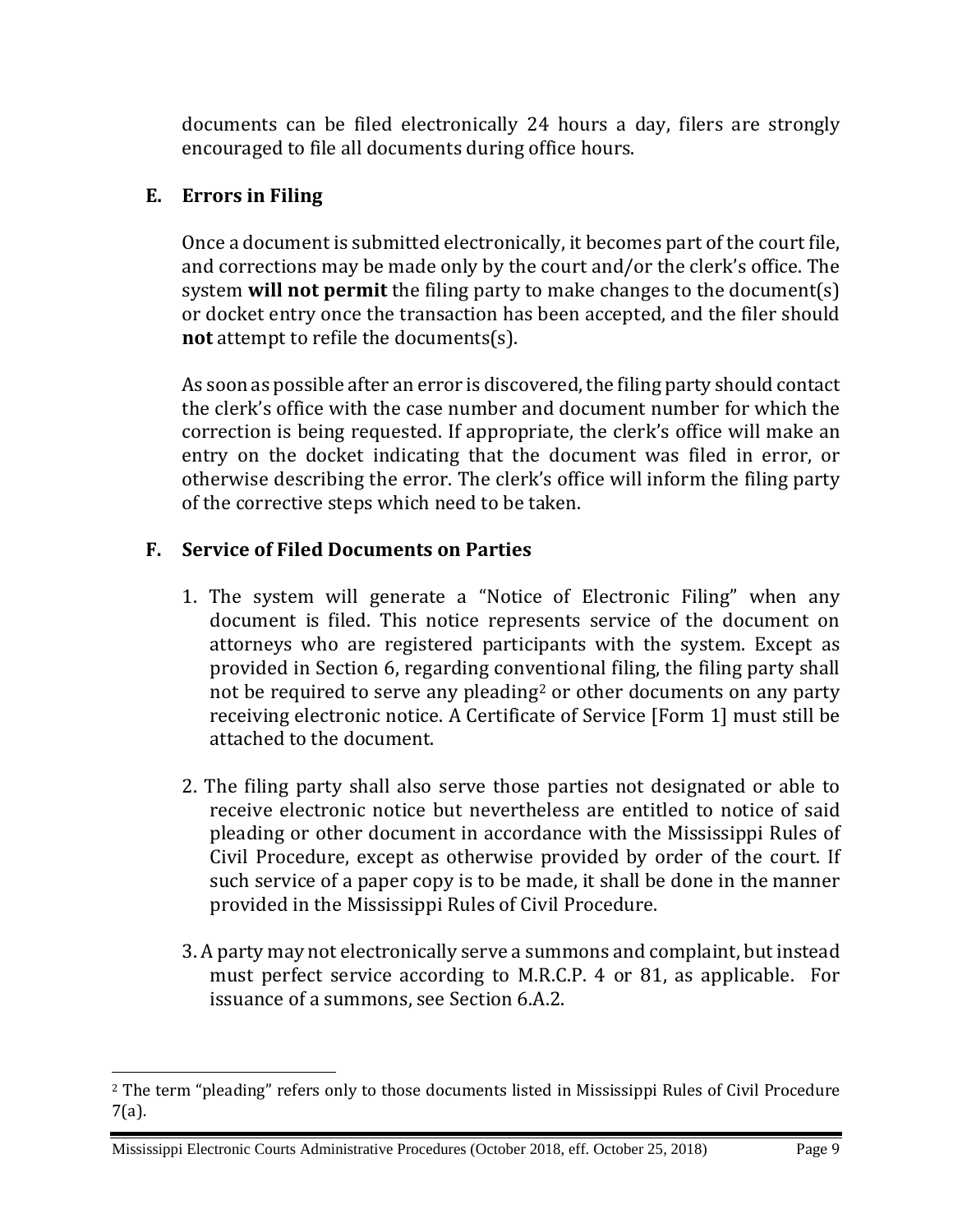documents can be filed electronically 24 hours a day, filers are strongly encouraged to file all documents during office hours.

## E. Errors in Filing

Once a document is submitted electronically, it becomes part of the court file, and corrections may be made only by the court and/or the clerk's office. The system **will not permit** the filing party to make changes to the document(s) or docket entry once the transaction has been accepted, and the filer should **not** attempt to refile the documents(s).

As soon as possible after an error is discovered, the filing party should contact the clerk's office with the case number and document number for which the correction is being requested. If appropriate, the clerk's office will make an entry on the docket indicating that the document was filed in error, or otherwise describing the error. The clerk's office will inform the filing party of the corrective steps which need to be taken.

## F. Service of Filed Documents on Parties

1. The system will generate a "Notice of Electronic Filing" when any document is filed. This notice represents service of the document on attorneys who are registered participants with the system. Except as provided in Section 6, regarding conventional filing, the filing party shall not be required to serve any pleading[2] or other documents on any party receiving electronic notice. A Certificate of Service [Form 1] must still be attached to the document.

2. The filing party shall also serve those parties not designated or able to receive electronic notice but nevertheless are entitled to notice of said pleading or other document in accordance with the Mississippi Rules of Civil Procedure, except as otherwise provided by order of the court. If such service of a paper copy is to be made, it shall be done in the manner provided in the Mississippi Rules of Civil Procedure.

3. A party may not electronically serve a summons and complaint, but instead must perfect service according to M.R.C.P. 4 or 81, as applicable. For issuance of a summons, see Section 6.A.2.

[2] The term "pleading" refers only to those documents listed in Mississippi Rules of Civil Procedure 7(a).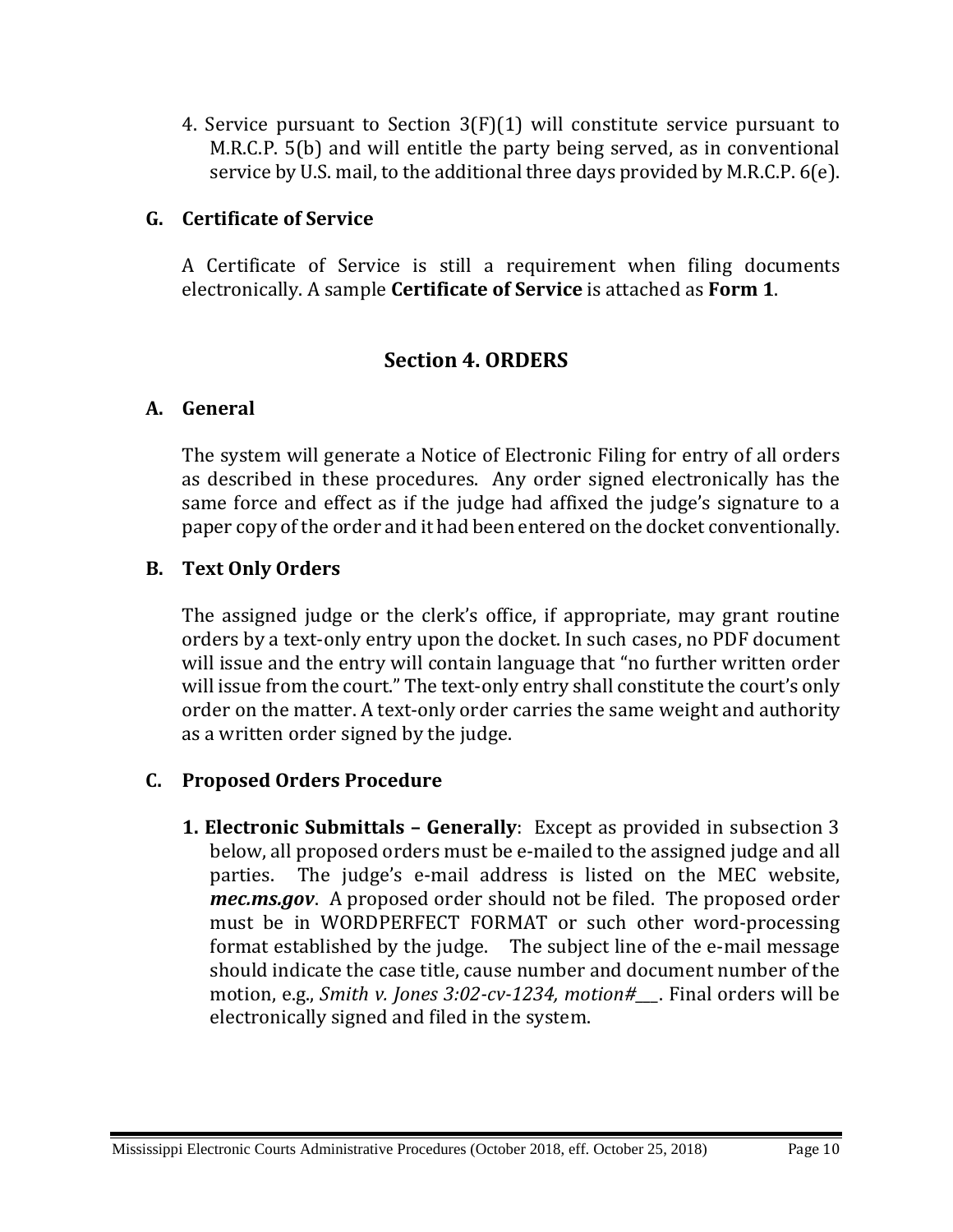4. Service pursuant to Section 3(F)(1) will constitute service pursuant to M.R.C.P. 5(b) and will entitle the party being served, as in conventional service by U.S. mail, to the additional three days provided by M.R.C.P. 6(e).

### G. Certificate of Service

A Certificate of Service is still a requirement when filing documents electronically. A sample **Certificate of Service** is attached as **Form 1**.

## Section 4. ORDERS

### A. General

The system will generate a Notice of Electronic Filing for entry of all orders as described in these procedures. Any order signed electronically has the same force and effect as if the judge had affixed the judge's signature to a paper copy of the order and it had been entered on the docket conventionally.

### B. Text Only Orders

The assigned judge or the clerk's office, if appropriate, may grant routine orders by a text-only entry upon the docket. In such cases, no PDF document will issue and the entry will contain language that "no further written order will issue from the court." The text-only entry shall constitute the court's only order on the matter. A text-only order carries the same weight and authority as a written order signed by the judge.

### C. Proposed Orders Procedure

**1. Electronic Submittals – Generally**: Except as provided in subsection 3 below, all proposed orders must be e-mailed to the assigned judge and all parties. The judge's e-mail address is listed on the MEC website, ***mec.ms.gov***. A proposed order should not be filed. The proposed order must be in WORDPERFECT FORMAT or such other word-processing format established by the judge. The subject line of the e-mail message should indicate the case title, cause number and document number of the motion, e.g., *Smith v. Jones 3:02-cv-1234, motion#___*. Final orders will be electronically signed and filed in the system.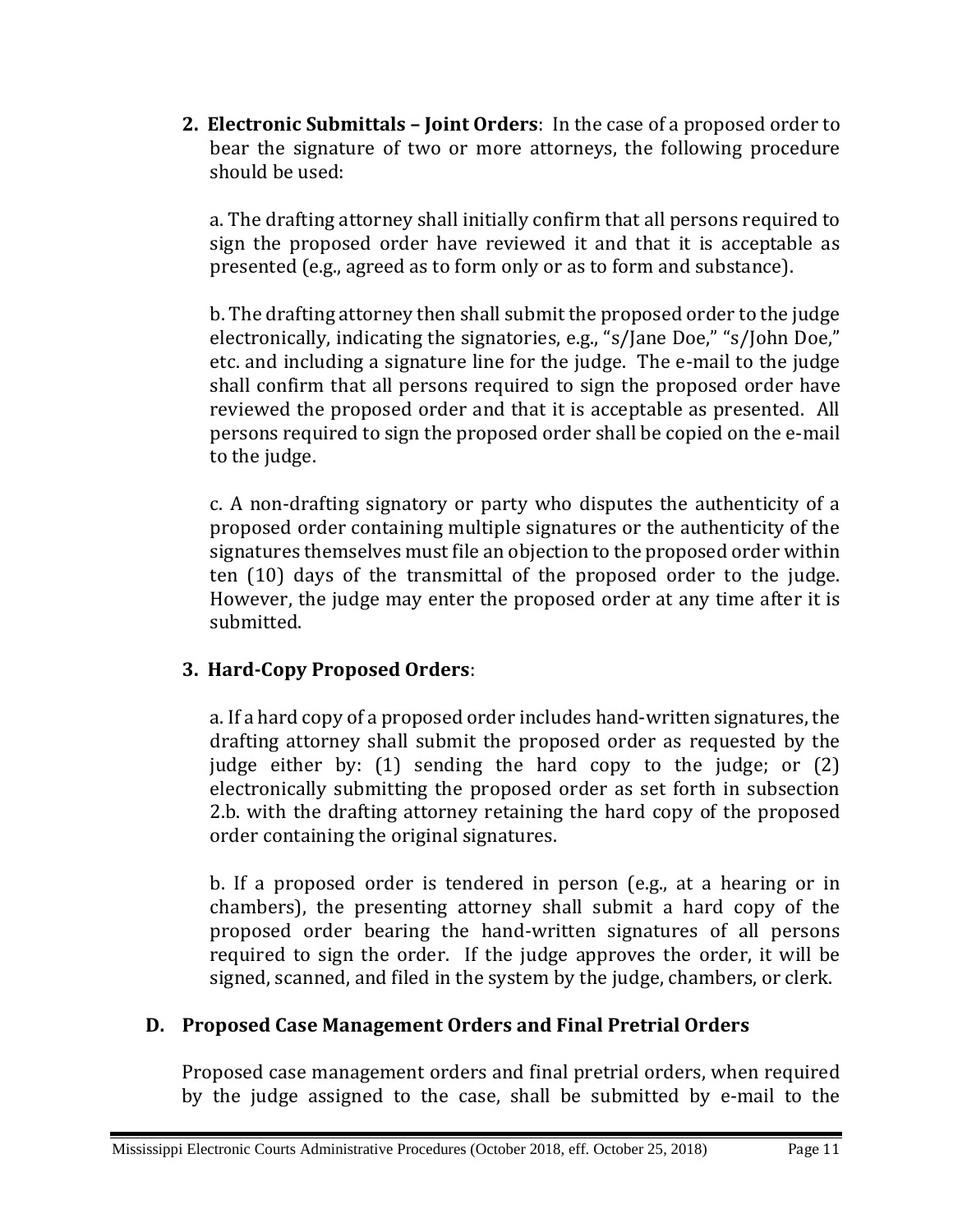**2. Electronic Submittals – Joint Orders**: In the case of a proposed order to bear the signature of two or more attorneys, the following procedure should be used:

a. The drafting attorney shall initially confirm that all persons required to sign the proposed order have reviewed it and that it is acceptable as presented (e.g., agreed as to form only or as to form and substance).

b. The drafting attorney then shall submit the proposed order to the judge electronically, indicating the signatories, e.g., "s/Jane Doe," "s/John Doe," etc. and including a signature line for the judge. The e-mail to the judge shall confirm that all persons required to sign the proposed order have reviewed the proposed order and that it is acceptable as presented. All persons required to sign the proposed order shall be copied on the e-mail to the judge.

c. A non-drafting signatory or party who disputes the authenticity of a proposed order containing multiple signatures or the authenticity of the signatures themselves must file an objection to the proposed order within ten (10) days of the transmittal of the proposed order to the judge. However, the judge may enter the proposed order at any time after it is submitted.

**3. Hard-Copy Proposed Orders**:

a. If a hard copy of a proposed order includes hand-written signatures, the drafting attorney shall submit the proposed order as requested by the judge either by: (1) sending the hard copy to the judge; or (2) electronically submitting the proposed order as set forth in subsection 2.b. with the drafting attorney retaining the hard copy of the proposed order containing the original signatures.

b. If a proposed order is tendered in person (e.g., at a hearing or in chambers), the presenting attorney shall submit a hard copy of the proposed order bearing the hand-written signatures of all persons required to sign the order. If the judge approves the order, it will be signed, scanned, and filed in the system by the judge, chambers, or clerk.

## D. Proposed Case Management Orders and Final Pretrial Orders

Proposed case management orders and final pretrial orders, when required by the judge assigned to the case, shall be submitted by e-mail to the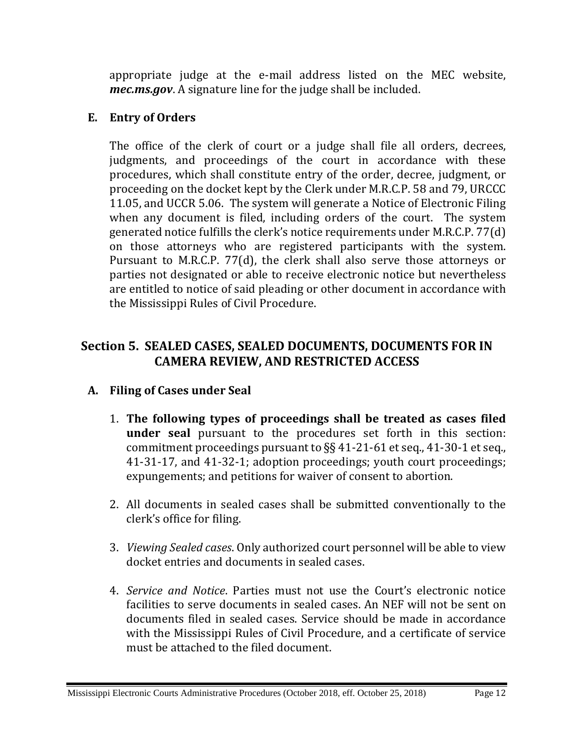appropriate judge at the e-mail address listed on the MEC website, ***mec.ms.gov***. A signature line for the judge shall be included.

### E. Entry of Orders

The office of the clerk of court or a judge shall file all orders, decrees, judgments, and proceedings of the court in accordance with these procedures, which shall constitute entry of the order, decree, judgment, or proceeding on the docket kept by the Clerk under M.R.C.P. 58 and 79, URCCC 11.05, and UCCR 5.06. The system will generate a Notice of Electronic Filing when any document is filed, including orders of the court. The system generated notice fulfills the clerk's notice requirements under M.R.C.P. 77(d) on those attorneys who are registered participants with the system. Pursuant to M.R.C.P. 77(d), the clerk shall also serve those attorneys or parties not designated or able to receive electronic notice but nevertheless are entitled to notice of said pleading or other document in accordance with the Mississippi Rules of Civil Procedure.

## Section 5. SEALED CASES, SEALED DOCUMENTS, DOCUMENTS FOR IN CAMERA REVIEW, AND RESTRICTED ACCESS

### A. Filing of Cases under Seal

1. **The following types of proceedings shall be treated as cases filed under seal** pursuant to the procedures set forth in this section: commitment proceedings pursuant to §§ 41-21-61 et seq., 41-30-1 et seq., 41-31-17, and 41-32-1; adoption proceedings; youth court proceedings; expungements; and petitions for waiver of consent to abortion.

2. All documents in sealed cases shall be submitted conventionally to the clerk's office for filing.

3. *Viewing Sealed cases*. Only authorized court personnel will be able to view docket entries and documents in sealed cases.

4. *Service and Notice*. Parties must not use the Court's electronic notice facilities to serve documents in sealed cases. An NEF will not be sent on documents filed in sealed cases. Service should be made in accordance with the Mississippi Rules of Civil Procedure, and a certificate of service must be attached to the filed document.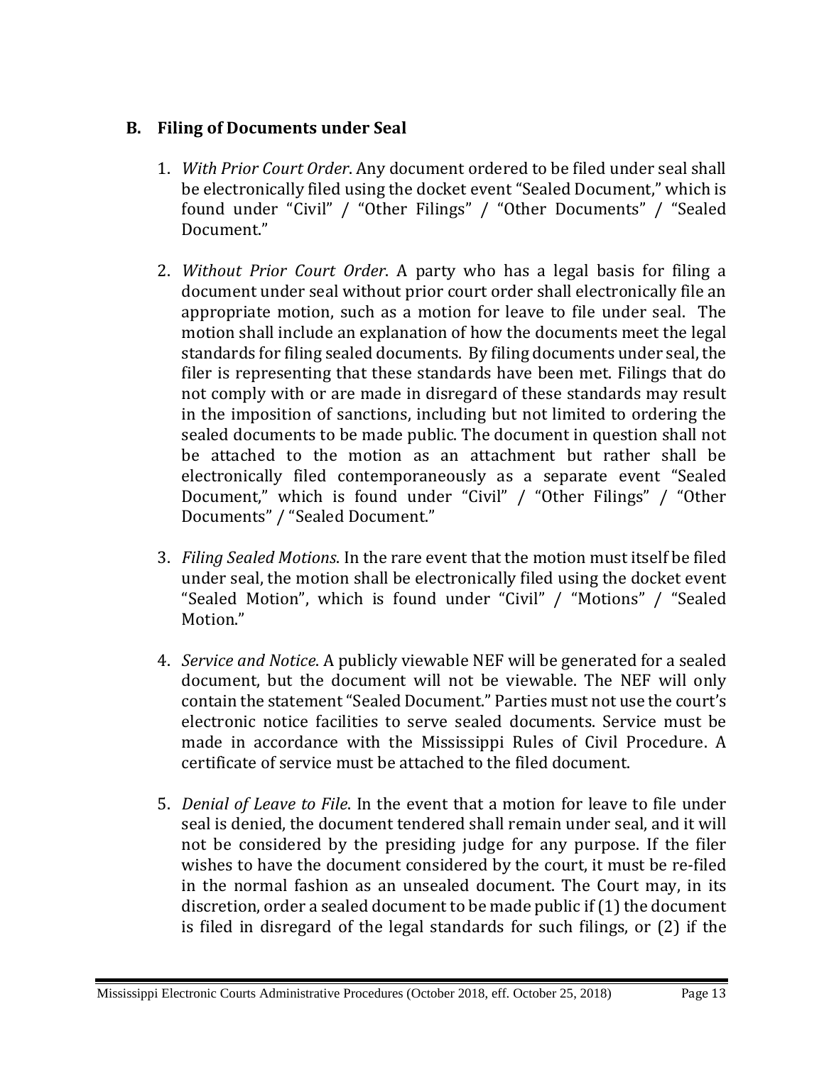## B. Filing of Documents under Seal

1. *With Prior Court Order*. Any document ordered to be filed under seal shall be electronically filed using the docket event "Sealed Document," which is found under "Civil" / "Other Filings" / "Other Documents" / "Sealed Document."

2. *Without Prior Court Order*. A party who has a legal basis for filing a document under seal without prior court order shall electronically file an appropriate motion, such as a motion for leave to file under seal. The motion shall include an explanation of how the documents meet the legal standards for filing sealed documents. By filing documents under seal, the filer is representing that these standards have been met. Filings that do not comply with or are made in disregard of these standards may result in the imposition of sanctions, including but not limited to ordering the sealed documents to be made public. The document in question shall not be attached to the motion as an attachment but rather shall be electronically filed contemporaneously as a separate event "Sealed Document," which is found under "Civil" / "Other Filings" / "Other Documents" / "Sealed Document."

3. *Filing Sealed Motions*. In the rare event that the motion must itself be filed under seal, the motion shall be electronically filed using the docket event "Sealed Motion", which is found under "Civil" / "Motions" / "Sealed Motion."

4. *Service and Notice*. A publicly viewable NEF will be generated for a sealed document, but the document will not be viewable. The NEF will only contain the statement "Sealed Document." Parties must not use the court's electronic notice facilities to serve sealed documents. Service must be made in accordance with the Mississippi Rules of Civil Procedure. A certificate of service must be attached to the filed document.

5. *Denial of Leave to File*. In the event that a motion for leave to file under seal is denied, the document tendered shall remain under seal, and it will not be considered by the presiding judge for any purpose. If the filer wishes to have the document considered by the court, it must be re-filed in the normal fashion as an unsealed document. The Court may, in its discretion, order a sealed document to be made public if (1) the document is filed in disregard of the legal standards for such filings, or (2) if the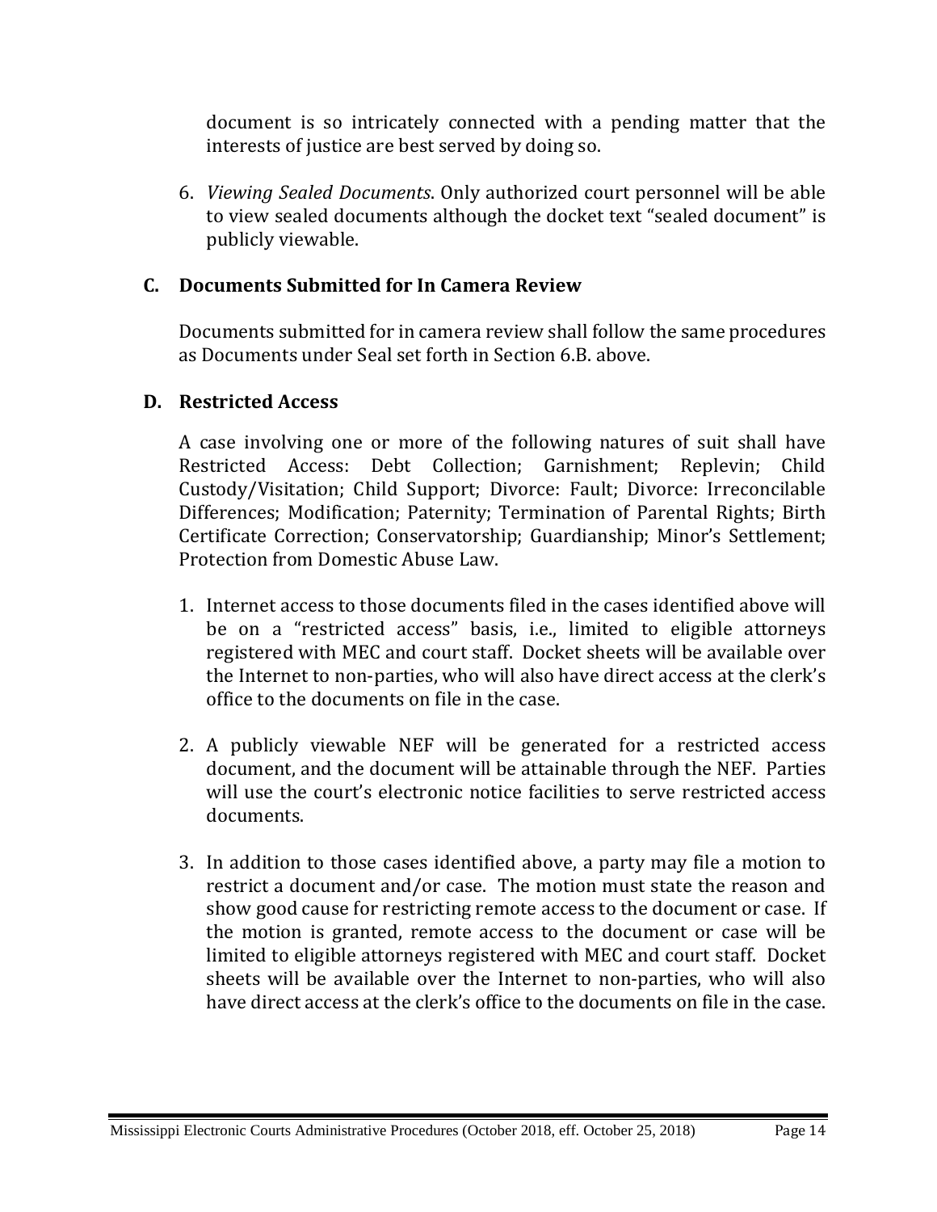document is so intricately connected with a pending matter that the interests of justice are best served by doing so.

6. *Viewing Sealed Documents*. Only authorized court personnel will be able to view sealed documents although the docket text "sealed document" is publicly viewable.

## C. Documents Submitted for In Camera Review

Documents submitted for in camera review shall follow the same procedures as Documents under Seal set forth in Section 6.B. above.

## D. Restricted Access

A case involving one or more of the following natures of suit shall have Restricted Access: Debt Collection; Garnishment; Replevin; Child Custody/Visitation; Child Support; Divorce: Fault; Divorce: Irreconcilable Differences; Modification; Paternity; Termination of Parental Rights; Birth Certificate Correction; Conservatorship; Guardianship; Minor's Settlement; Protection from Domestic Abuse Law.

1. Internet access to those documents filed in the cases identified above will be on a "restricted access" basis, i.e., limited to eligible attorneys registered with MEC and court staff. Docket sheets will be available over the Internet to non-parties, who will also have direct access at the clerk's office to the documents on file in the case.

2. A publicly viewable NEF will be generated for a restricted access document, and the document will be attainable through the NEF. Parties will use the court's electronic notice facilities to serve restricted access documents.

3. In addition to those cases identified above, a party may file a motion to restrict a document and/or case. The motion must state the reason and show good cause for restricting remote access to the document or case. If the motion is granted, remote access to the document or case will be limited to eligible attorneys registered with MEC and court staff. Docket sheets will be available over the Internet to non-parties, who will also have direct access at the clerk's office to the documents on file in the case.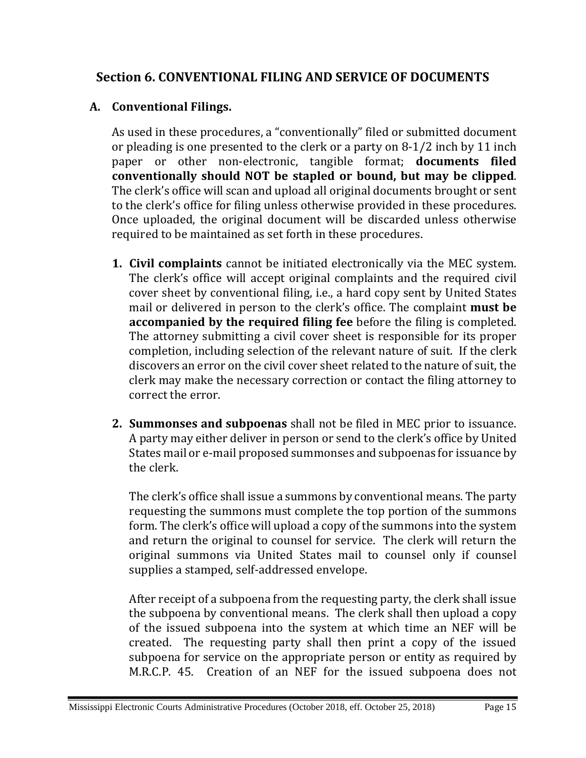## Section 6. CONVENTIONAL FILING AND SERVICE OF DOCUMENTS

### A. Conventional Filings.

As used in these procedures, a "conventionally" filed or submitted document or pleading is one presented to the clerk or a party on 8-1/2 inch by 11 inch paper or other non-electronic, tangible format; **documents filed conventionally should NOT be stapled or bound, but may be clipped**. The clerk's office will scan and upload all original documents brought or sent to the clerk's office for filing unless otherwise provided in these procedures. Once uploaded, the original document will be discarded unless otherwise required to be maintained as set forth in these procedures.

1. **Civil complaints** cannot be initiated electronically via the MEC system. The clerk's office will accept original complaints and the required civil cover sheet by conventional filing, i.e., a hard copy sent by United States mail or delivered in person to the clerk's office. The complaint **must be accompanied by the required filing fee** before the filing is completed. The attorney submitting a civil cover sheet is responsible for its proper completion, including selection of the relevant nature of suit. If the clerk discovers an error on the civil cover sheet related to the nature of suit, the clerk may make the necessary correction or contact the filing attorney to correct the error.

2. **Summonses and subpoenas** shall not be filed in MEC prior to issuance. A party may either deliver in person or send to the clerk's office by United States mail or e-mail proposed summonses and subpoenas for issuance by the clerk.

   The clerk's office shall issue a summons by conventional means. The party requesting the summons must complete the top portion of the summons form. The clerk's office will upload a copy of the summons into the system and return the original to counsel for service. The clerk will return the original summons via United States mail to counsel only if counsel supplies a stamped, self-addressed envelope.

   After receipt of a subpoena from the requesting party, the clerk shall issue the subpoena by conventional means. The clerk shall then upload a copy of the issued subpoena into the system at which time an NEF will be created. The requesting party shall then print a copy of the issued subpoena for service on the appropriate person or entity as required by M.R.C.P. 45. Creation of an NEF for the issued subpoena does not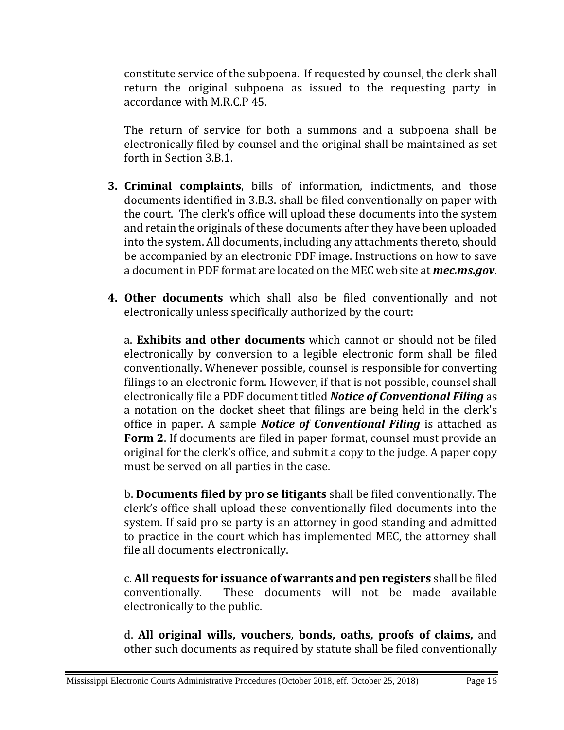constitute service of the subpoena. If requested by counsel, the clerk shall return the original subpoena as issued to the requesting party in accordance with M.R.C.P 45.

The return of service for both a summons and a subpoena shall be electronically filed by counsel and the original shall be maintained as set forth in Section 3.B.1.

3. **Criminal complaints**, bills of information, indictments, and those documents identified in 3.B.3. shall be filed conventionally on paper with the court. The clerk's office will upload these documents into the system and retain the originals of these documents after they have been uploaded into the system. All documents, including any attachments thereto, should be accompanied by an electronic PDF image. Instructions on how to save a document in PDF format are located on the MEC web site at ***mec.ms.gov***.

4. **Other documents** which shall also be filed conventionally and not electronically unless specifically authorized by the court:

   a. **Exhibits and other documents** which cannot or should not be filed electronically by conversion to a legible electronic form shall be filed conventionally. Whenever possible, counsel is responsible for converting filings to an electronic form. However, if that is not possible, counsel shall electronically file a PDF document titled ***Notice of Conventional Filing*** as a notation on the docket sheet that filings are being held in the clerk's office in paper. A sample ***Notice of Conventional Filing*** is attached as **Form 2**. If documents are filed in paper format, counsel must provide an original for the clerk's office, and submit a copy to the judge. A paper copy must be served on all parties in the case.

   b. **Documents filed by pro se litigants** shall be filed conventionally. The clerk's office shall upload these conventionally filed documents into the system. If said pro se party is an attorney in good standing and admitted to practice in the court which has implemented MEC, the attorney shall file all documents electronically.

   c. **All requests for issuance of warrants and pen registers** shall be filed conventionally. These documents will not be made available electronically to the public.

   d. **All original wills, vouchers, bonds, oaths, proofs of claims,** and other such documents as required by statute shall be filed conventionally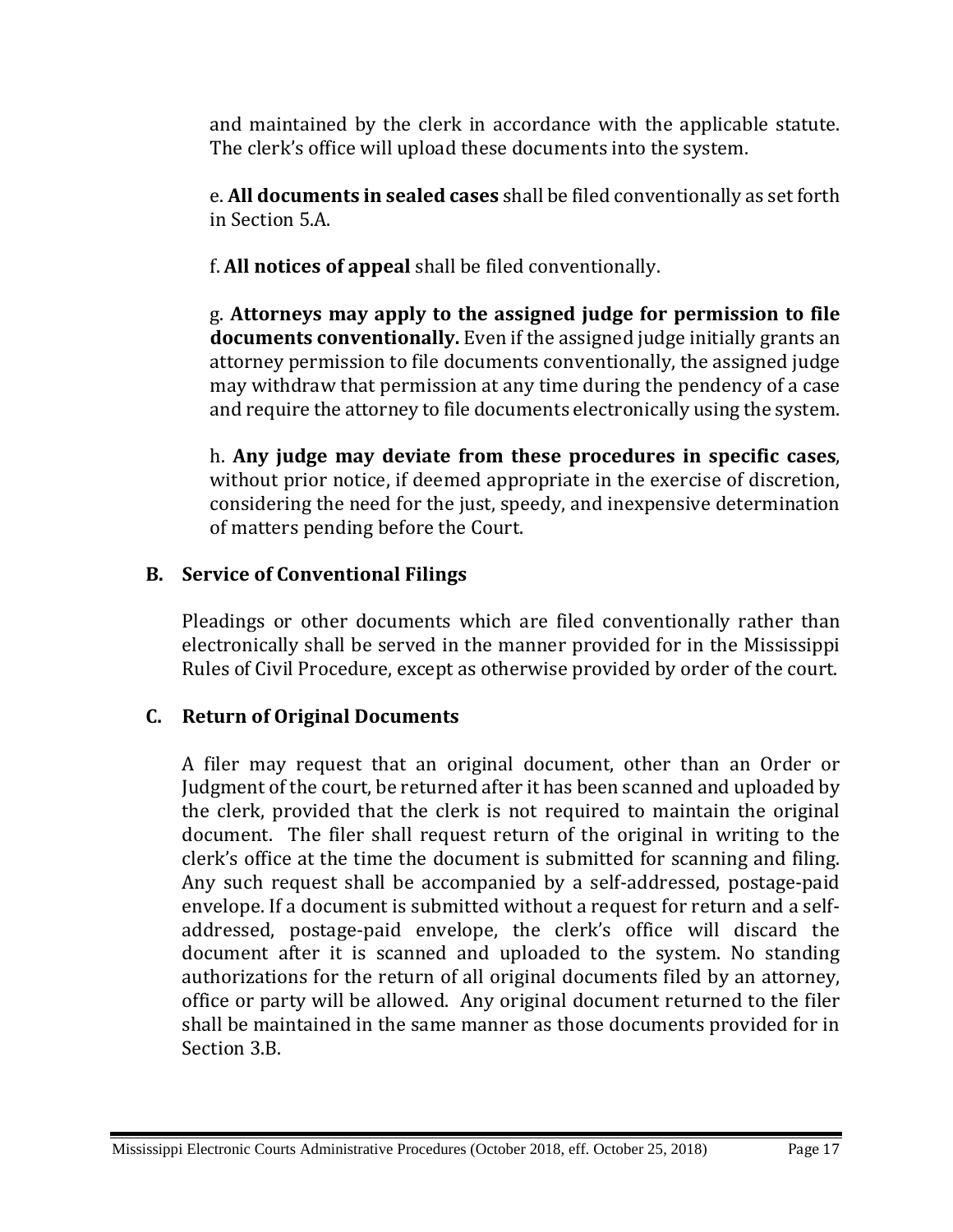and maintained by the clerk in accordance with the applicable statute. The clerk's office will upload these documents into the system.

e. **All documents in sealed cases** shall be filed conventionally as set forth in Section 5.A.

f. **All notices of appeal** shall be filed conventionally.

g. **Attorneys may apply to the assigned judge for permission to file documents conventionally.** Even if the assigned judge initially grants an attorney permission to file documents conventionally, the assigned judge may withdraw that permission at any time during the pendency of a case and require the attorney to file documents electronically using the system.

h. **Any judge may deviate from these procedures in specific cases**, without prior notice, if deemed appropriate in the exercise of discretion, considering the need for the just, speedy, and inexpensive determination of matters pending before the Court.

### B. Service of Conventional Filings

Pleadings or other documents which are filed conventionally rather than electronically shall be served in the manner provided for in the Mississippi Rules of Civil Procedure, except as otherwise provided by order of the court.

### C. Return of Original Documents

A filer may request that an original document, other than an Order or Judgment of the court, be returned after it has been scanned and uploaded by the clerk, provided that the clerk is not required to maintain the original document. The filer shall request return of the original in writing to the clerk's office at the time the document is submitted for scanning and filing. Any such request shall be accompanied by a self-addressed, postage-paid envelope. If a document is submitted without a request for return and a self-addressed, postage-paid envelope, the clerk's office will discard the document after it is scanned and uploaded to the system. No standing authorizations for the return of all original documents filed by an attorney, office or party will be allowed. Any original document returned to the filer shall be maintained in the same manner as those documents provided for in Section 3.B.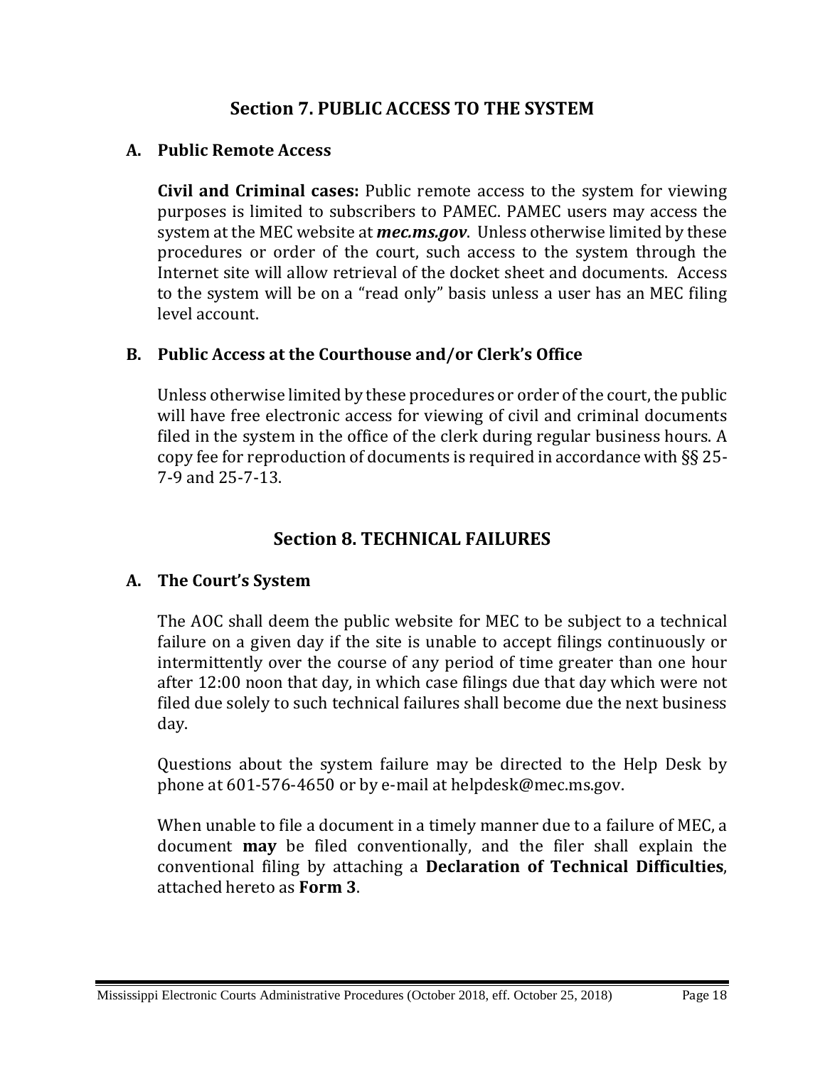## Section 7. PUBLIC ACCESS TO THE SYSTEM

### A. Public Remote Access

**Civil and Criminal cases:** Public remote access to the system for viewing purposes is limited to subscribers to PAMEC. PAMEC users may access the system at the MEC website at ***mec.ms.gov***. Unless otherwise limited by these procedures or order of the court, such access to the system through the Internet site will allow retrieval of the docket sheet and documents. Access to the system will be on a "read only" basis unless a user has an MEC filing level account.

### B. Public Access at the Courthouse and/or Clerk's Office

Unless otherwise limited by these procedures or order of the court, the public will have free electronic access for viewing of civil and criminal documents filed in the system in the office of the clerk during regular business hours. A copy fee for reproduction of documents is required in accordance with §§ 25-7-9 and 25-7-13.

## Section 8. TECHNICAL FAILURES

### A. The Court's System

The AOC shall deem the public website for MEC to be subject to a technical failure on a given day if the site is unable to accept filings continuously or intermittently over the course of any period of time greater than one hour after 12:00 noon that day, in which case filings due that day which were not filed due solely to such technical failures shall become due the next business day.

Questions about the system failure may be directed to the Help Desk by phone at 601-576-4650 or by e-mail at helpdesk@mec.ms.gov.

When unable to file a document in a timely manner due to a failure of MEC, a document **may** be filed conventionally, and the filer shall explain the conventional filing by attaching a **Declaration of Technical Difficulties**, attached hereto as **Form 3**.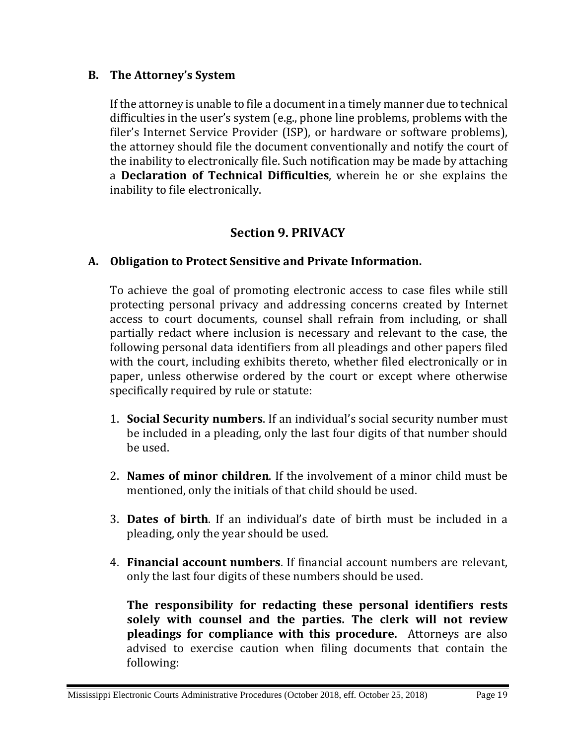### B. The Attorney's System

If the attorney is unable to file a document in a timely manner due to technical difficulties in the user's system (e.g., phone line problems, problems with the filer's Internet Service Provider (ISP), or hardware or software problems), the attorney should file the document conventionally and notify the court of the inability to electronically file. Such notification may be made by attaching a **Declaration of Technical Difficulties**, wherein he or she explains the inability to file electronically.

## Section 9. PRIVACY

### A. Obligation to Protect Sensitive and Private Information.

To achieve the goal of promoting electronic access to case files while still protecting personal privacy and addressing concerns created by Internet access to court documents, counsel shall refrain from including, or shall partially redact where inclusion is necessary and relevant to the case, the following personal data identifiers from all pleadings and other papers filed with the court, including exhibits thereto, whether filed electronically or in paper, unless otherwise ordered by the court or except where otherwise specifically required by rule or statute:

1. **Social Security numbers**. If an individual's social security number must be included in a pleading, only the last four digits of that number should be used.

2. **Names of minor children**. If the involvement of a minor child must be mentioned, only the initials of that child should be used.

3. **Dates of birth**. If an individual's date of birth must be included in a pleading, only the year should be used.

4. **Financial account numbers**. If financial account numbers are relevant, only the last four digits of these numbers should be used.

   **The responsibility for redacting these personal identifiers rests solely with counsel and the parties. The clerk will not review pleadings for compliance with this procedure.** Attorneys are also advised to exercise caution when filing documents that contain the following: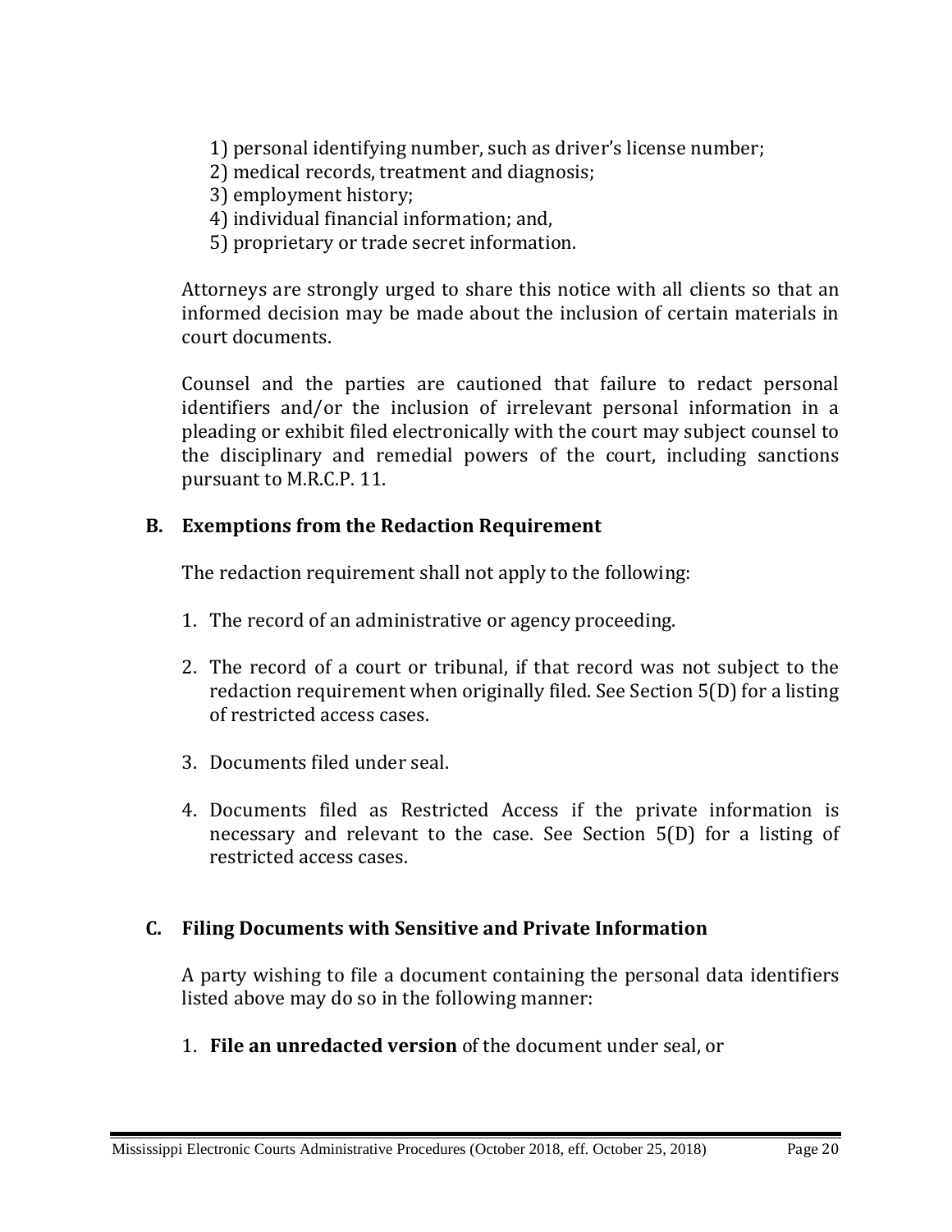1) personal identifying number, such as driver's license number;
2) medical records, treatment and diagnosis;
3) employment history;
4) individual financial information; and,
5) proprietary or trade secret information.

Attorneys are strongly urged to share this notice with all clients so that an informed decision may be made about the inclusion of certain materials in court documents.

Counsel and the parties are cautioned that failure to redact personal identifiers and/or the inclusion of irrelevant personal information in a pleading or exhibit filed electronically with the court may subject counsel to the disciplinary and remedial powers of the court, including sanctions pursuant to M.R.C.P. 11.

### B. Exemptions from the Redaction Requirement

The redaction requirement shall not apply to the following:

1. The record of an administrative or agency proceeding.

2. The record of a court or tribunal, if that record was not subject to the redaction requirement when originally filed. See Section 5(D) for a listing of restricted access cases.

3. Documents filed under seal.

4. Documents filed as Restricted Access if the private information is necessary and relevant to the case. See Section 5(D) for a listing of restricted access cases.

### C. Filing Documents with Sensitive and Private Information

A party wishing to file a document containing the personal data identifiers listed above may do so in the following manner:

1. **File an unredacted version** of the document under seal, or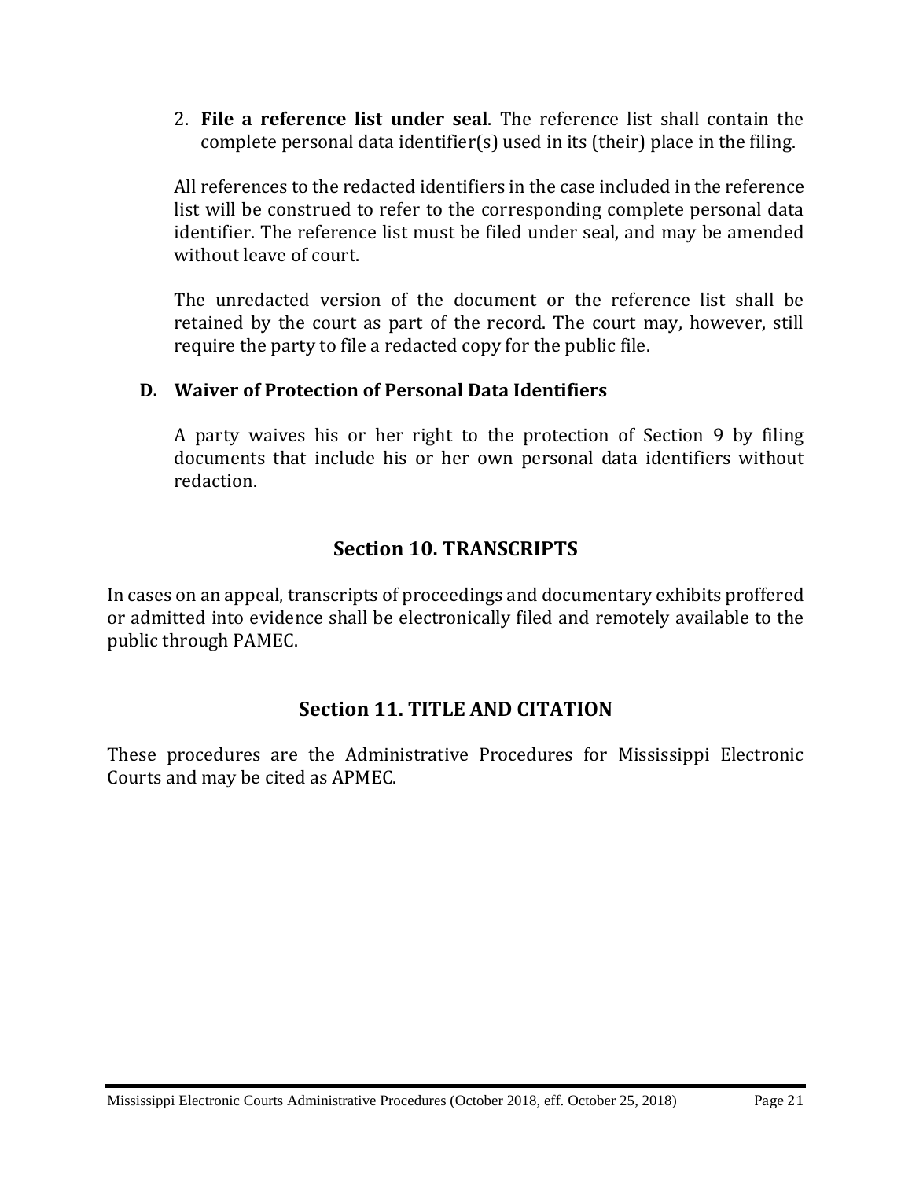2. **File a reference list under seal**. The reference list shall contain the complete personal data identifier(s) used in its (their) place in the filing.

   All references to the redacted identifiers in the case included in the reference list will be construed to refer to the corresponding complete personal data identifier. The reference list must be filed under seal, and may be amended without leave of court.

   The unredacted version of the document or the reference list shall be retained by the court as part of the record. The court may, however, still require the party to file a redacted copy for the public file.

### D. Waiver of Protection of Personal Data Identifiers

A party waives his or her right to the protection of Section 9 by filing documents that include his or her own personal data identifiers without redaction.

## Section 10. TRANSCRIPTS

In cases on an appeal, transcripts of proceedings and documentary exhibits proffered or admitted into evidence shall be electronically filed and remotely available to the public through PAMEC.

## Section 11. TITLE AND CITATION

These procedures are the Administrative Procedures for Mississippi Electronic Courts and may be cited as APMEC.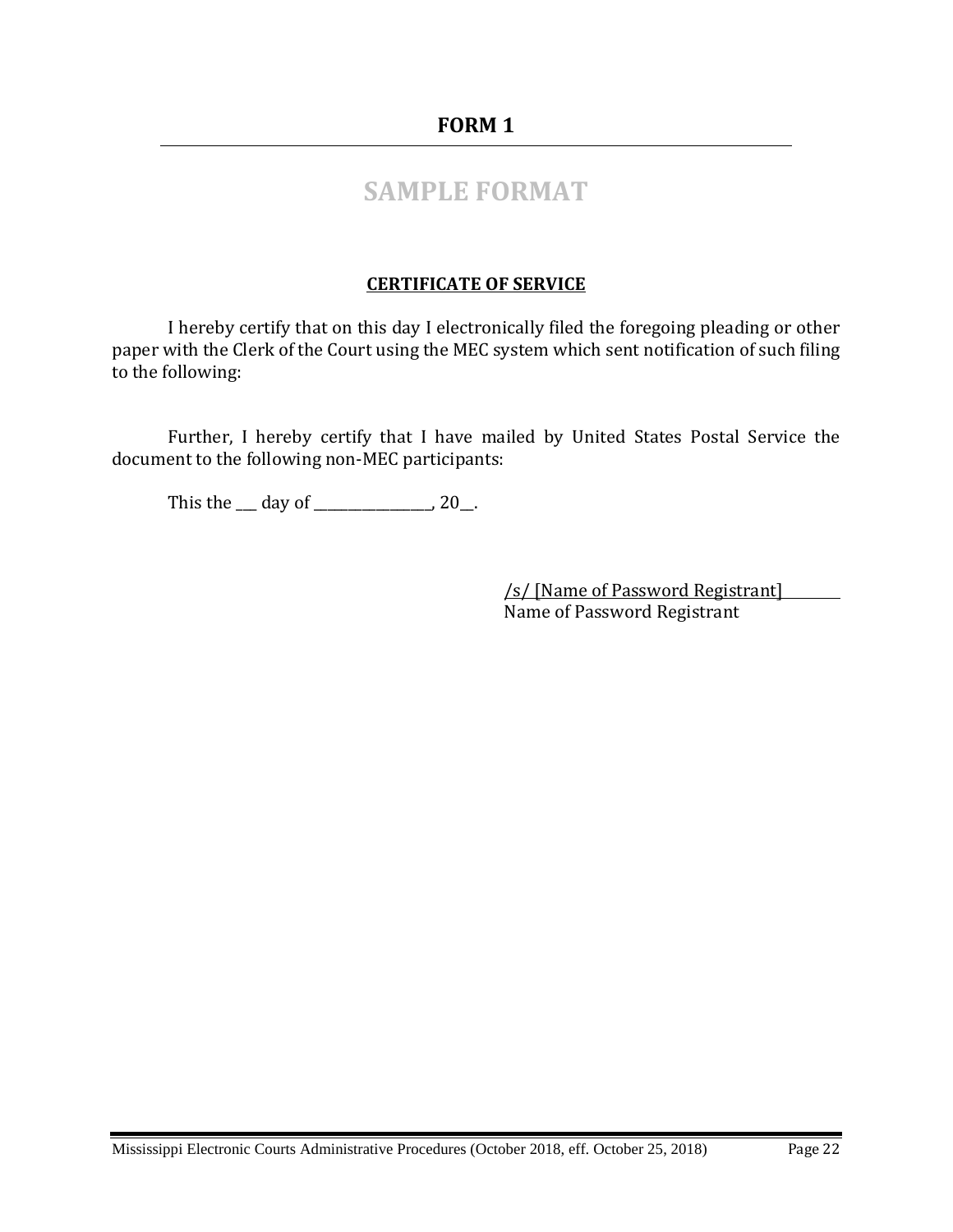## FORM 1

# SAMPLE FORMAT

**CERTIFICATE OF SERVICE**

I hereby certify that on this day I electronically filed the foregoing pleading or other paper with the Clerk of the Court using the MEC system which sent notification of such filing to the following:

Further, I hereby certify that I have mailed by United States Postal Service the document to the following non-MEC participants:

This the ___ day of ________________, 20__.

/s/ [Name of Password Registrant]
Name of Password Registrant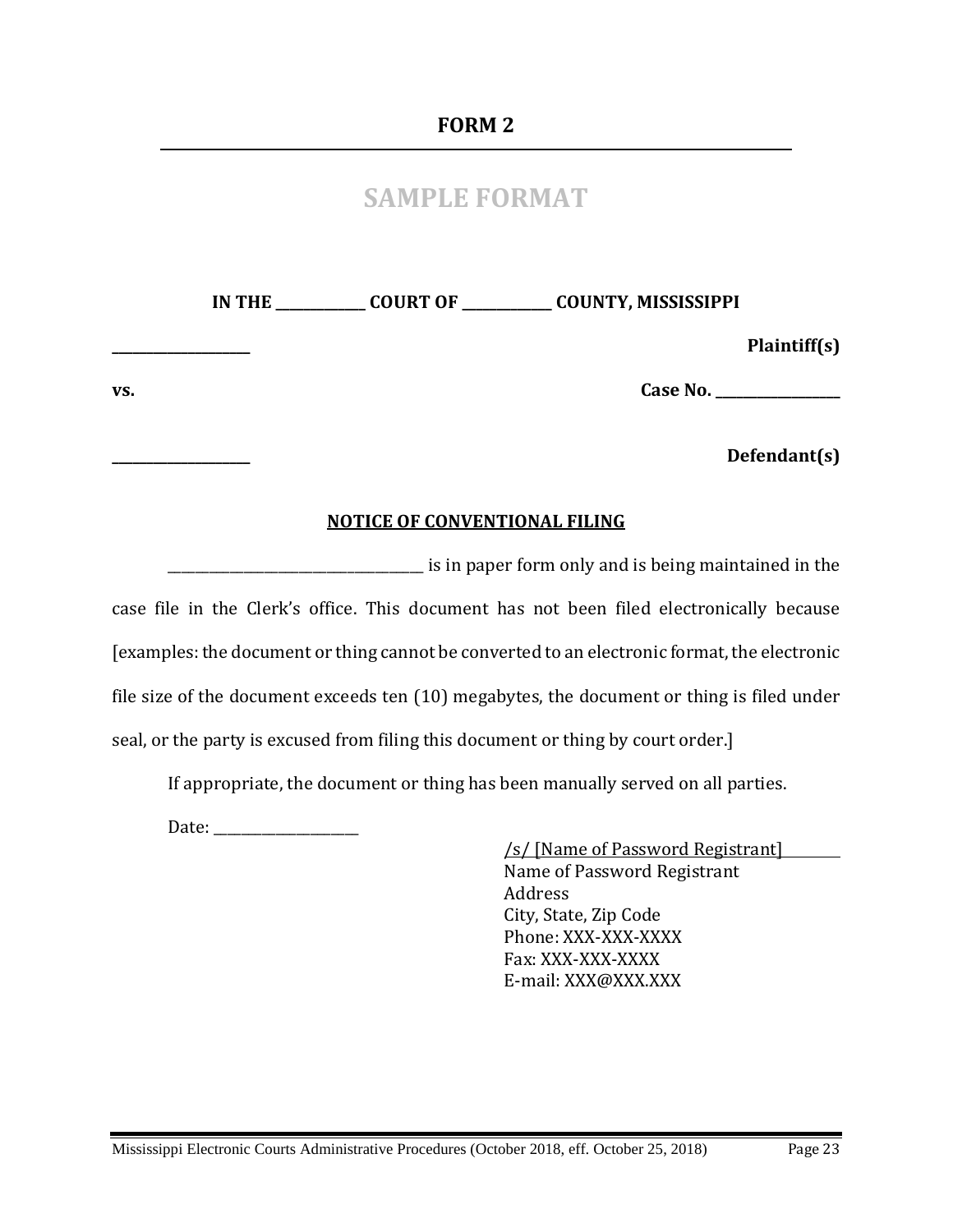## FORM 2

## SAMPLE FORMAT

**IN THE ____________ COURT OF ____________ COUNTY, MISSISSIPPI**

**__________________** **Plaintiff(s)**

**vs.** **Case No. ________________**

**__________________** **Defendant(s)**

**NOTICE OF CONVENTIONAL FILING**

__________________________________ is in paper form only and is being maintained in the case file in the Clerk's office. This document has not been filed electronically because [examples: the document or thing cannot be converted to an electronic format, the electronic file size of the document exceeds ten (10) megabytes, the document or thing is filed under seal, or the party is excused from filing this document or thing by court order.]

If appropriate, the document or thing has been manually served on all parties.

Date: ___________________

/s/ [Name of Password Registrant]
Name of Password Registrant
Address
City, State, Zip Code
Phone: XXX-XXX-XXXX
Fax: XXX-XXX-XXXX
E-mail: XXX@XXX.XXX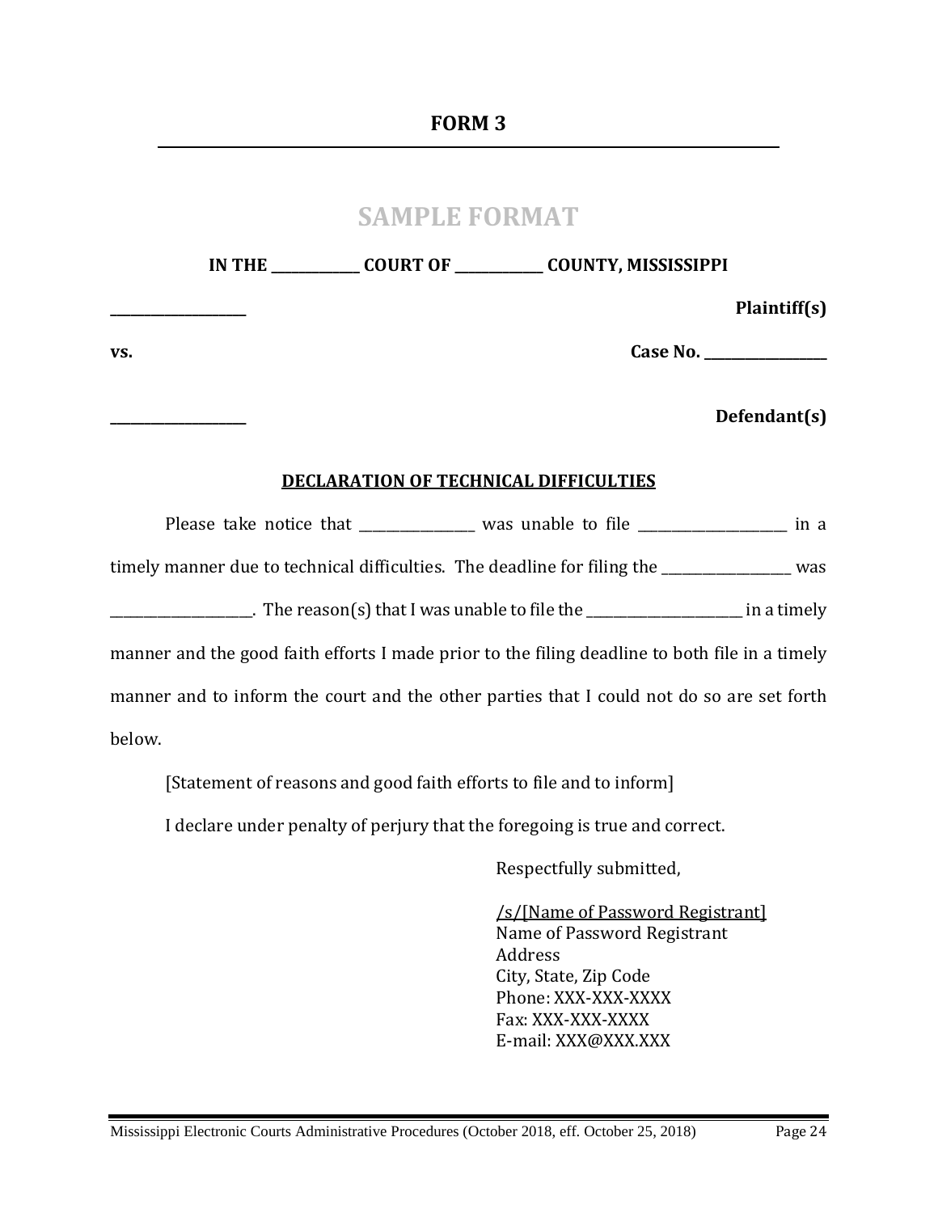# FORM 3

## SAMPLE FORMAT

**IN THE ____________ COURT OF ____________ COUNTY, MISSISSIPPI**

__________________ **Plaintiff(s)**

**vs.** **Case No. ________________**

__________________ **Defendant(s)**

**DECLARATION OF TECHNICAL DIFFICULTIES**

Please take notice that _______________ was unable to file ____________________ in a timely manner due to technical difficulties. The deadline for filing the _________________ was __________________. The reason(s) that I was unable to file the _____________________ in a timely manner and the good faith efforts I made prior to the filing deadline to both file in a timely manner and to inform the court and the other parties that I could not do so are set forth below.

[Statement of reasons and good faith efforts to file and to inform]

I declare under penalty of perjury that the foregoing is true and correct.

Respectfully submitted,

/s/[Name of Password Registrant]
Name of Password Registrant
Address
City, State, Zip Code
Phone: XXX-XXX-XXXX
Fax: XXX-XXX-XXXX
E-mail: XXX@XXX.XXX

Mississippi Electronic Courts Administrative Procedures (October 2018, eff. October 25, 2018)